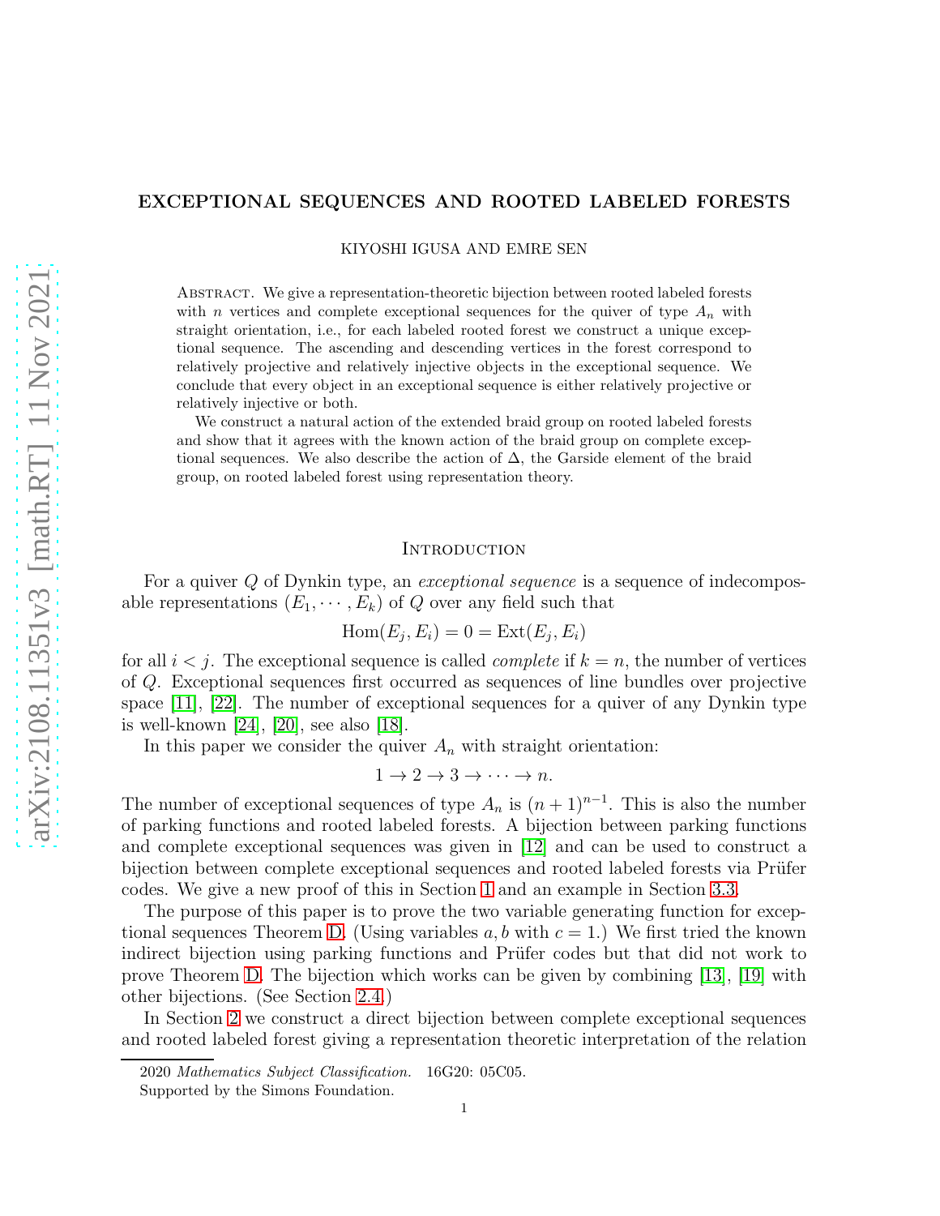# EXCEPTIONAL SEQUENCES AND ROOTED LABELED FORESTS

KIYOSHI IGUSA AND EMRE SEN

Abstract. We give a representation-theoretic bijection between rooted labeled forests with $n$ vertices and complete exceptional sequences for the quiver of type $A_n$ with straight orientation, i.e., for each labeled rooted forest we construct a unique exceptional sequence. The ascending and descending vertices in the forest correspond to relatively projective and relatively injective objects in the exceptional sequence. We conclude that every object in an exceptional sequence is either relatively projective or relatively injective or both.

We construct a natural action of the extended braid group on rooted labeled forests and show that it agrees with the known action of the braid group on complete exceptional sequences. We also describe the action of $\Delta$, the Garside element of the braid group, on rooted labeled forest using representation theory.

## Introduction

For a quiver $Q$ of Dynkin type, an *exceptional sequence* is a sequence of indecomposable representations $(E_1, \cdots, E_k)$ of $Q$ over any field such that

$$\mathrm{Hom}(E_j, E_i) = 0 = \mathrm{Ext}(E_j, E_i)$$

for all $i < j$. The exceptional sequence is called *complete* if $k = n$, the number of vertices of $Q$. Exceptional sequences first occurred as sequences of line bundles over projective space [11], [22]. The number of exceptional sequences for a quiver of any Dynkin type is well-known [24], [20], see also [18].

In this paper we consider the quiver $A_n$ with straight orientation:

$$1 \to 2 \to 3 \to \cdots \to n.$$

The number of exceptional sequences of type $A_n$ is $(n+1)^{n-1}$. This is also the number of parking functions and rooted labeled forests. A bijection between parking functions and complete exceptional sequences was given in [12] and can be used to construct a bijection between complete exceptional sequences and rooted labeled forests via Prüfer codes. We give a new proof of this in Section 1 and an example in Section 3.3.

The purpose of this paper is to prove the two variable generating function for exceptional sequences Theorem D. (Using variables $a, b$ with $c = 1$.) We first tried the known indirect bijection using parking functions and Prüfer codes but that did not work to prove Theorem D. The bijection which works can be given by combining [13], [19] with other bijections. (See Section 2.4.)

In Section 2 we construct a direct bijection between complete exceptional sequences and rooted labeled forest giving a representation theoretic interpretation of the relation

2020 *Mathematics Subject Classification.* 16G20: 05C05.

Supported by the Simons Foundation.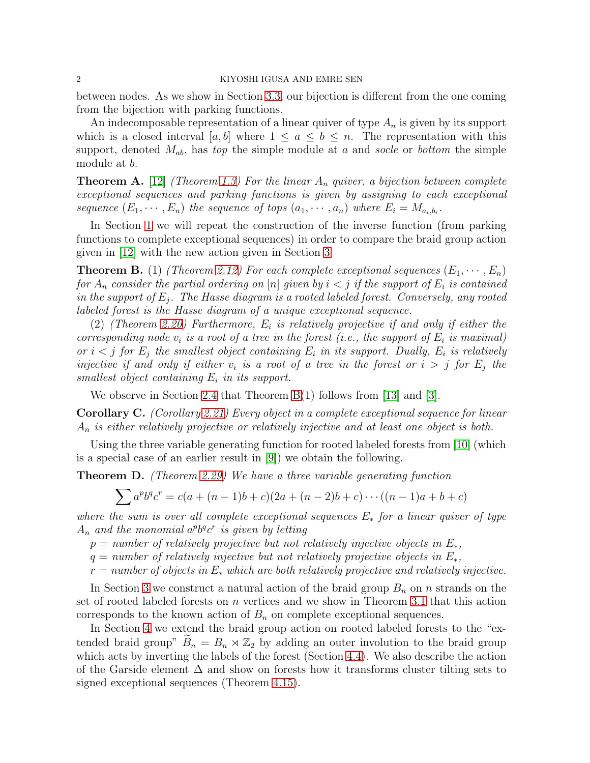between nodes. As we show in Section 3.3, our bijection is different from the one coming from the bijection with parking functions.

An indecomposable representation of a linear quiver of type $A_n$ is given by its support which is a closed interval $[a, b]$ where $1 \le a \le b \le n$. The representation with this support, denoted $M_{ab}$, has *top* the simple module at $a$ and *socle* or *bottom* the simple module at $b$.

**Theorem A.** [12] *(Theorem 1.3) For the linear $A_n$ quiver, a bijection between complete exceptional sequences and parking functions is given by assigning to each exceptional sequence $(E_1, \cdots, E_n)$ the sequence of tops $(a_1, \cdots, a_n)$ where $E_i = M_{a_i, b_i}$.*

In Section 1 we will repeat the construction of the inverse function (from parking functions to complete exceptional sequences) in order to compare the braid group action given in [12] with the new action given in Section 3.

**Theorem B.** (1) *(Theorem 2.12) For each complete exceptional sequences $(E_1, \cdots, E_n)$ for $A_n$ consider the partial ordering on $[n]$ given by $i < j$ if the support of $E_i$ is contained in the support of $E_j$. The Hasse diagram is a rooted labeled forest. Conversely, any rooted labeled forest is the Hasse diagram of a unique exceptional sequence.*

(2) *(Theorem 2.20) Furthermore, $E_i$ is relatively projective if and only if either the corresponding node $v_i$ is a root of a tree in the forest (i.e., the support of $E_i$ is maximal) or $i < j$ for $E_j$ the smallest object containing $E_i$ in its support. Dually, $E_i$ is relatively injective if and only if either $v_i$ is a root of a tree in the forest or $i > j$ for $E_j$ the smallest object containing $E_i$ in its support.*

We observe in Section 2.4 that Theorem B(1) follows from [13] and [3].

**Corollary C.** *(Corollary 2.21) Every object in a complete exceptional sequence for linear $A_n$ is either relatively projective or relatively injective and at least one object is both.*

Using the three variable generating function for rooted labeled forests from [10] (which is a special case of an earlier result in [9]) we obtain the following.

**Theorem D.** *(Theorem 2.29) We have a three variable generating function*

$$\sum a^p b^q c^r = c(a + (n-1)b + c)(2a + (n-2)b + c) \cdots ((n-1)a + b + c)$$

*where the sum is over all complete exceptional sequences $E_*$ for a linear quiver of type $A_n$ and the monomial $a^p b^q c^r$ is given by letting*

*$p$ = number of relatively projective but not relatively injective objects in $E_*$,*
*$q$ = number of relatively injective but not relatively projective objects in $E_*$,*
*$r$ = number of objects in $E_*$ which are both relatively projective and relatively injective.*

In Section 3 we construct a natural action of the braid group $B_n$ on $n$ strands on the set of rooted labeled forests on $n$ vertices and we show in Theorem 3.1 that this action corresponds to the known action of $B_n$ on complete exceptional sequences.

In Section 4 we extend the braid group action on rooted labeled forests to the "extended braid group" $\widetilde{B}_n = B_n \rtimes \mathbb{Z}_2$ by adding an outer involution to the braid group which acts by inverting the labels of the forest (Section 4.4). We also describe the action of the Garside element $\Delta$ and show on forests how it transforms cluster tilting sets to signed exceptional sequences (Theorem 4.15).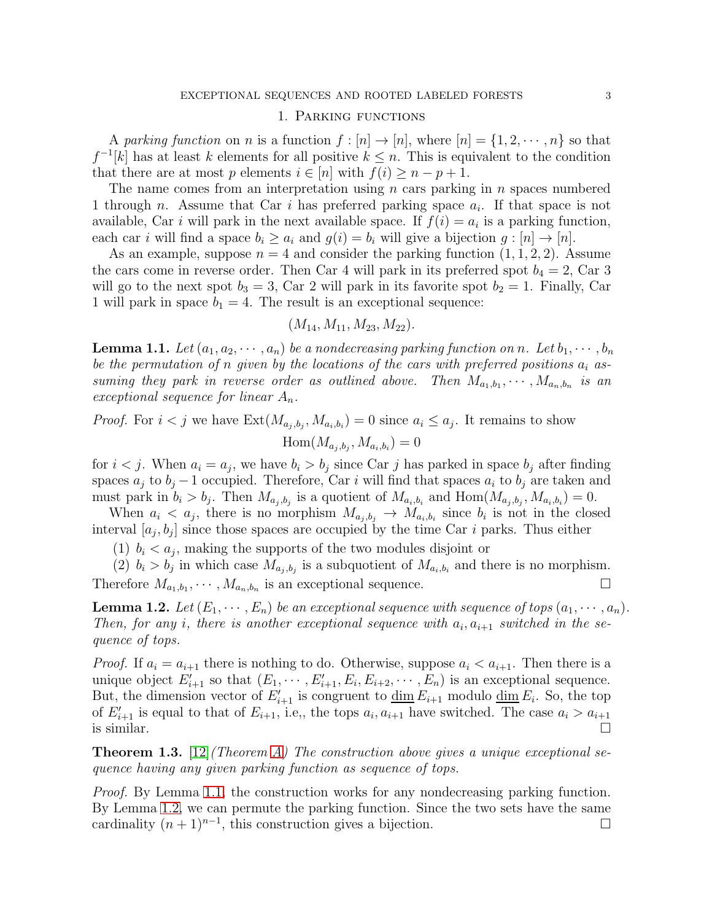## 1. Parking functions

A *parking function* on $n$ is a function $f : [n] \to [n]$, where $[n] = \{1, 2, \cdots, n\}$ so that $f^{-1}[k]$ has at least $k$ elements for all positive $k \leq n$. This is equivalent to the condition that there are at most $p$ elements $i \in [n]$ with $f(i) \geq n - p + 1$.

The name comes from an interpretation using $n$ cars parking in $n$ spaces numbered 1 through $n$. Assume that Car $i$ has preferred parking space $a_i$. If that space is not available, Car $i$ will park in the next available space. If $f(i) = a_i$ is a parking function, each car $i$ will find a space $b_i \geq a_i$ and $g(i) = b_i$ will give a bijection $g : [n] \to [n]$.

As an example, suppose $n = 4$ and consider the parking function $(1, 1, 2, 2)$. Assume the cars come in reverse order. Then Car 4 will park in its preferred spot $b_4 = 2$, Car 3 will go to the next spot $b_3 = 3$, Car 2 will park in its favorite spot $b_2 = 1$. Finally, Car 1 will park in space $b_1 = 4$. The result is an exceptional sequence:

$$(M_{14}, M_{11}, M_{23}, M_{22}).$$

**Lemma 1.1.** *Let $(a_1, a_2, \cdots, a_n)$ be a nondecreasing parking function on $n$. Let $b_1, \cdots, b_n$ be the permutation of $n$ given by the locations of the cars with preferred positions $a_i$ assuming they park in reverse order as outlined above. Then $M_{a_1,b_1}, \cdots, M_{a_n,b_n}$ is an exceptional sequence for linear $A_n$.*

*Proof.* For $i < j$ we have $\mathrm{Ext}(M_{a_j,b_j}, M_{a_i,b_i}) = 0$ since $a_i \leq a_j$. It remains to show

$$\mathrm{Hom}(M_{a_j,b_j}, M_{a_i,b_i}) = 0$$

for $i < j$. When $a_i = a_j$, we have $b_i > b_j$ since Car $j$ has parked in space $b_j$ after finding spaces $a_j$ to $b_j - 1$ occupied. Therefore, Car $i$ will find that spaces $a_i$ to $b_j$ are taken and must park in $b_i > b_j$. Then $M_{a_j,b_j}$ is a quotient of $M_{a_i,b_i}$ and $\mathrm{Hom}(M_{a_j,b_j}, M_{a_i,b_i}) = 0$.

When $a_i < a_j$, there is no morphism $M_{a_j,b_j} \to M_{a_i,b_i}$ since $b_i$ is not in the closed interval $[a_j, b_j]$ since those spaces are occupied by the time Car $i$ parks. Thus either

(1) $b_i < a_j$, making the supports of the two modules disjoint or

(2) $b_i > b_j$ in which case $M_{a_j,b_j}$ is a subquotient of $M_{a_i,b_i}$ and there is no morphism.

Therefore $M_{a_1,b_1}, \cdots, M_{a_n,b_n}$ is an exceptional sequence. □

**Lemma 1.2.** *Let $(E_1, \cdots, E_n)$ be an exceptional sequence with sequence of tops $(a_1, \cdots, a_n)$. Then, for any $i$, there is another exceptional sequence with $a_i, a_{i+1}$ switched in the sequence of tops.*

*Proof.* If $a_i = a_{i+1}$ there is nothing to do. Otherwise, suppose $a_i < a_{i+1}$. Then there is a unique object $E'_{i+1}$ so that $(E_1, \cdots, E'_{i+1}, E_i, E_{i+2}, \cdots, E_n)$ is an exceptional sequence. But, the dimension vector of $E'_{i+1}$ is congruent to $\underline{\dim}\, E_{i+1}$ modulo $\underline{\dim}\, E_i$. So, the top of $E'_{i+1}$ is equal to that of $E_{i+1}$, i.e,, the tops $a_i, a_{i+1}$ have switched. The case $a_i > a_{i+1}$ is similar. □

**Theorem 1.3.** [12] *(Theorem A) The construction above gives a unique exceptional sequence having any given parking function as sequence of tops.*

*Proof.* By Lemma 1.1, the construction works for any nondecreasing parking function. By Lemma 1.2, we can permute the parking function. Since the two sets have the same cardinality $(n + 1)^{n-1}$, this construction gives a bijection. □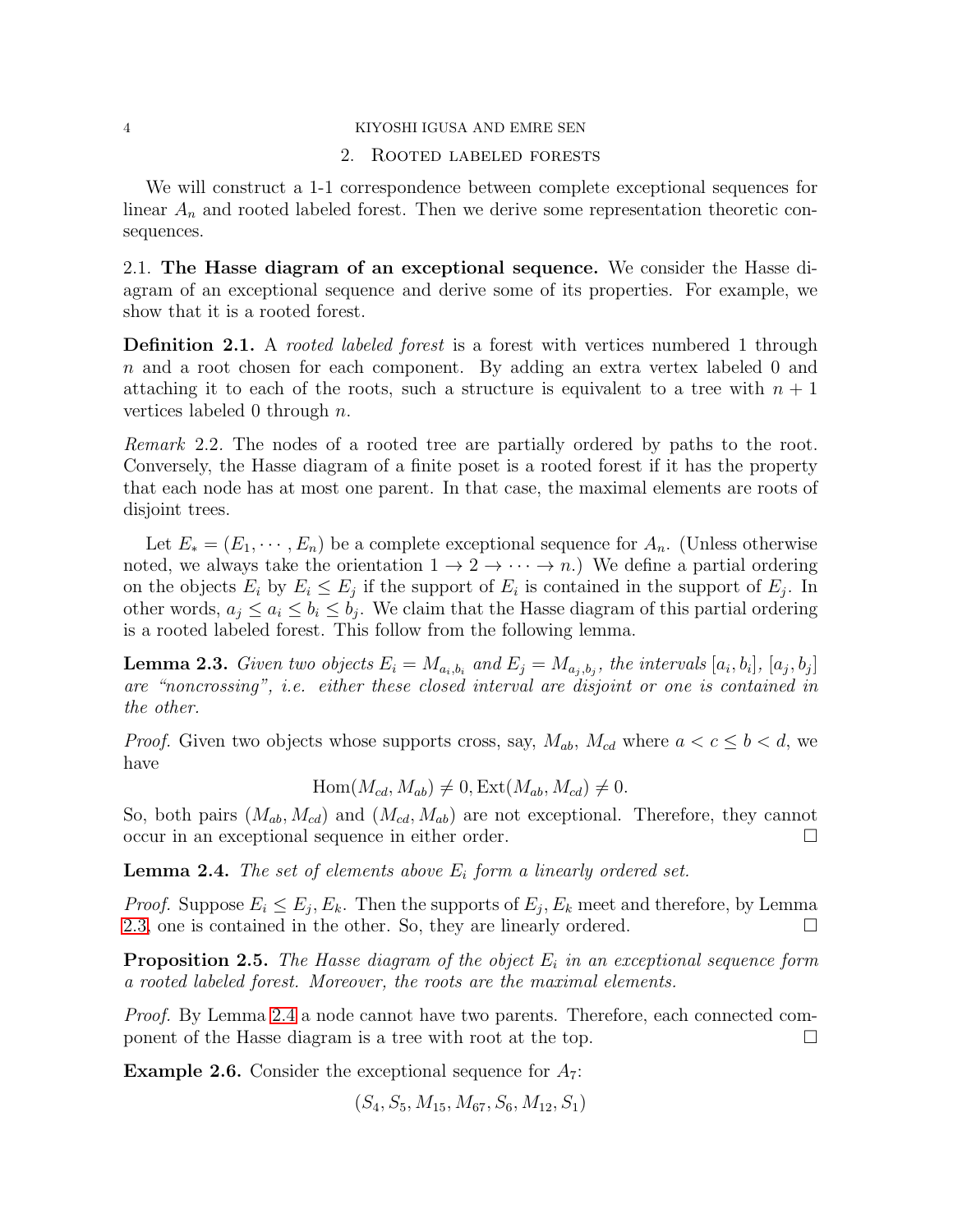## 2. Rooted labeled forests

We will construct a 1-1 correspondence between complete exceptional sequences for linear $A_n$ and rooted labeled forest. Then we derive some representation theoretic consequences.

**2.1. The Hasse diagram of an exceptional sequence.** We consider the Hasse diagram of an exceptional sequence and derive some of its properties. For example, we show that it is a rooted forest.

**Definition 2.1.** A *rooted labeled forest* is a forest with vertices numbered 1 through $n$ and a root chosen for each component. By adding an extra vertex labeled 0 and attaching it to each of the roots, such a structure is equivalent to a tree with $n+1$ vertices labeled 0 through $n$.

*Remark* 2.2. The nodes of a rooted tree are partially ordered by paths to the root. Conversely, the Hasse diagram of a finite poset is a rooted forest if it has the property that each node has at most one parent. In that case, the maximal elements are roots of disjoint trees.

Let $E_* = (E_1, \cdots, E_n)$ be a complete exceptional sequence for $A_n$. (Unless otherwise noted, we always take the orientation $1 \to 2 \to \cdots \to n$.) We define a partial ordering on the objects $E_i$ by $E_i \le E_j$ if the support of $E_i$ is contained in the support of $E_j$. In other words, $a_j \le a_i \le b_i \le b_j$. We claim that the Hasse diagram of this partial ordering is a rooted labeled forest. This follow from the following lemma.

**Lemma 2.3.** *Given two objects $E_i = M_{a_i,b_i}$ and $E_j = M_{a_j,b_j}$, the intervals $[a_i, b_i]$, $[a_j, b_j]$ are "noncrossing", i.e. either these closed interval are disjoint or one is contained in the other.*

*Proof.* Given two objects whose supports cross, say, $M_{ab}$, $M_{cd}$ where $a < c \le b < d$, we have

$$\mathrm{Hom}(M_{cd}, M_{ab}) \neq 0, \mathrm{Ext}(M_{ab}, M_{cd}) \neq 0.$$

So, both pairs $(M_{ab}, M_{cd})$ and $(M_{cd}, M_{ab})$ are not exceptional. Therefore, they cannot occur in an exceptional sequence in either order. □

**Lemma 2.4.** *The set of elements above $E_i$ form a linearly ordered set.*

*Proof.* Suppose $E_i \le E_j, E_k$. Then the supports of $E_j, E_k$ meet and therefore, by Lemma 2.3, one is contained in the other. So, they are linearly ordered. □

**Proposition 2.5.** *The Hasse diagram of the object $E_i$ in an exceptional sequence form a rooted labeled forest. Moreover, the roots are the maximal elements.*

*Proof.* By Lemma 2.4 a node cannot have two parents. Therefore, each connected component of the Hasse diagram is a tree with root at the top. □

**Example 2.6.** Consider the exceptional sequence for $A_7$:

$$(S_4, S_5, M_{15}, M_{67}, S_6, M_{12}, S_1)$$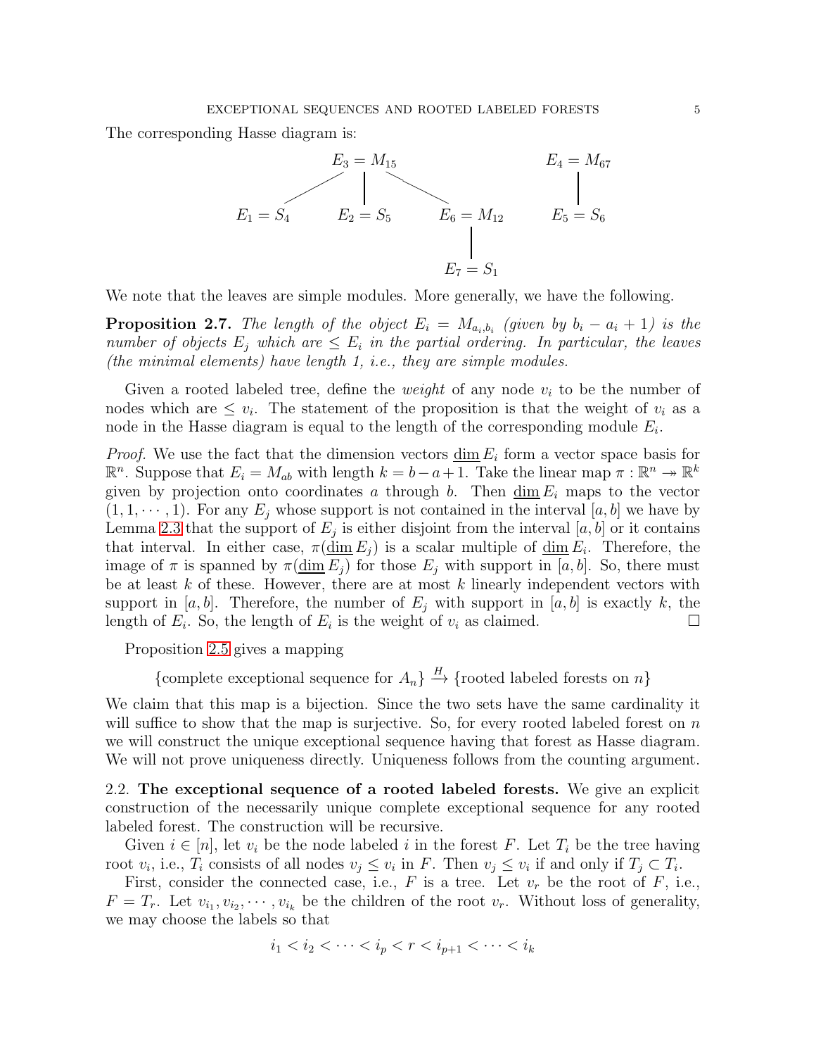The corresponding Hasse diagram is:

$$
\begin{array}{ccccccc}
 & & E_3 = M_{15} & & & & E_4 = M_{67} \\
 & \diagup & | & \diagdown & & & | \\
E_1 = S_4 & & E_2 = S_5 & & E_6 = M_{12} & & E_5 = S_6 \\
 & & & & | & & \\
 & & & & E_7 = S_1 & &
\end{array}
$$

We note that the leaves are simple modules. More generally, we have the following.

**Proposition 2.7.** *The length of the object $E_i = M_{a_i, b_i}$ (given by $b_i - a_i + 1$) is the number of objects $E_j$ which are $\leq E_i$ in the partial ordering. In particular, the leaves (the minimal elements) have length 1, i.e., they are simple modules.*

Given a rooted labeled tree, define the *weight* of any node $v_i$ to be the number of nodes which are $\leq v_i$. The statement of the proposition is that the weight of $v_i$ as a node in the Hasse diagram is equal to the length of the corresponding module $E_i$.

*Proof.* We use the fact that the dimension vectors $\underline{\dim}\, E_i$ form a vector space basis for $\mathbb{R}^n$. Suppose that $E_i = M_{ab}$ with length $k = b - a + 1$. Take the linear map $\pi : \mathbb{R}^n \twoheadrightarrow \mathbb{R}^k$ given by projection onto coordinates $a$ through $b$. Then $\underline{\dim}\, E_i$ maps to the vector $(1, 1, \cdots, 1)$. For any $E_j$ whose support is not contained in the interval $[a, b]$ we have by Lemma 2.3 that the support of $E_j$ is either disjoint from the interval $[a, b]$ or it contains that interval. In either case, $\pi(\underline{\dim}\, E_j)$ is a scalar multiple of $\underline{\dim}\, E_i$. Therefore, the image of $\pi$ is spanned by $\pi(\underline{\dim}\, E_j)$ for those $E_j$ with support in $[a, b]$. So, there must be at least $k$ of these. However, there are at most $k$ linearly independent vectors with support in $[a, b]$. Therefore, the number of $E_j$ with support in $[a, b]$ is exactly $k$, the length of $E_i$. So, the length of $E_i$ is the weight of $v_i$ as claimed. $\square$

Proposition 2.5 gives a mapping

$$\{\text{complete exceptional sequence for } A_n\} \xrightarrow{H} \{\text{rooted labeled forests on } n\}$$

We claim that this map is a bijection. Since the two sets have the same cardinality it will suffice to show that the map is surjective. So, for every rooted labeled forest on $n$ we will construct the unique exceptional sequence having that forest as Hasse diagram. We will not prove uniqueness directly. Uniqueness follows from the counting argument.

## 2.2. The exceptional sequence of a rooted labeled forests.

We give an explicit construction of the necessarily unique complete exceptional sequence for any rooted labeled forest. The construction will be recursive.

Given $i \in [n]$, let $v_i$ be the node labeled $i$ in the forest $F$. Let $T_i$ be the tree having root $v_i$, i.e., $T_i$ consists of all nodes $v_j \leq v_i$ in $F$. Then $v_j \leq v_i$ if and only if $T_j \subset T_i$.

First, consider the connected case, i.e., $F$ is a tree. Let $v_r$ be the root of $F$, i.e., $F = T_r$. Let $v_{i_1}, v_{i_2}, \cdots, v_{i_k}$ be the children of the root $v_r$. Without loss of generality, we may choose the labels so that

$$i_1 < i_2 < \cdots < i_p < r < i_{p+1} < \cdots < i_k$$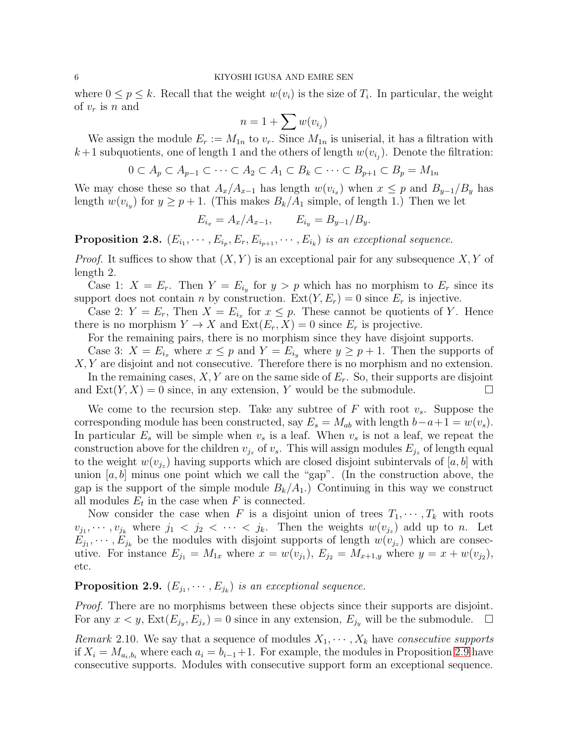where $0 \leq p \leq k$. Recall that the weight $w(v_i)$ is the size of $T_i$. In particular, the weight of $v_r$ is $n$ and

$$n = 1 + \sum w(v_{i_j})$$

We assign the module $E_r := M_{1n}$ to $v_r$. Since $M_{1n}$ is uniserial, it has a filtration with $k+1$ subquotients, one of length 1 and the others of length $w(v_{i_j})$. Denote the filtration:

$$0 \subset A_p \subset A_{p-1} \subset \cdots \subset A_2 \subset A_1 \subset B_k \subset \cdots \subset B_{p+1} \subset B_p = M_{1n}$$

We may chose these so that $A_x/A_{x-1}$ has length $w(v_{i_x})$ when $x \leq p$ and $B_{y-1}/B_y$ has length $w(v_{i_y})$ for $y \geq p+1$. (This makes $B_k/A_1$ simple, of length 1.) Then we let

$$E_{i_x} = A_x/A_{x-1}, \qquad E_{i_y} = B_{y-1}/B_y.$$

**Proposition 2.8.** *$(E_{i_1}, \cdots, E_{i_p}, E_r, E_{i_{p+1}}, \cdots, E_{i_k})$ is an exceptional sequence.*

*Proof.* It suffices to show that $(X, Y)$ is an exceptional pair for any subsequence $X, Y$ of length 2.

Case 1: $X = E_r$. Then $Y = E_{i_y}$ for $y > p$ which has no morphism to $E_r$ since its support does not contain $n$ by construction. $\operatorname{Ext}(Y, E_r) = 0$ since $E_r$ is injective.

Case 2: $Y = E_r$, Then $X = E_{i_x}$ for $x \leq p$. These cannot be quotients of $Y$. Hence there is no morphism $Y \to X$ and $\operatorname{Ext}(E_r, X) = 0$ since $E_r$ is projective.

For the remaining pairs, there is no morphism since they have disjoint supports.

Case 3: $X = E_{i_x}$ where $x \leq p$ and $Y = E_{i_y}$ where $y \geq p+1$. Then the supports of $X, Y$ are disjoint and not consecutive. Therefore there is no morphism and no extension.

In the remaining cases, $X, Y$ are on the same side of $E_r$. So, their supports are disjoint and $\operatorname{Ext}(Y, X) = 0$ since, in any extension, $Y$ would be the submodule. □

We come to the recursion step. Take any subtree of $F$ with root $v_s$. Suppose the corresponding module has been constructed, say $E_s = M_{ab}$ with length $b-a+1 = w(v_s)$. In particular $E_s$ will be simple when $v_s$ is a leaf. When $v_s$ is not a leaf, we repeat the construction above for the children $v_{j_z}$ of $v_s$. This will assign modules $E_{j_z}$ of length equal to the weight $w(v_{j_z})$ having supports which are closed disjoint subintervals of $[a, b]$ with union $[a, b]$ minus one point which we call the "gap". (In the construction above, the gap is the support of the simple module $B_k/A_1$.) Continuing in this way we construct all modules $E_t$ in the case when $F$ is connected.

Now consider the case when $F$ is a disjoint union of trees $T_1, \cdots, T_k$ with roots $v_{j_1}, \cdots, v_{j_k}$ where $j_1 < j_2 < \cdots < j_k$. Then the weights $w(v_{j_z})$ add up to $n$. Let $E_{j_1}, \cdots, E_{j_k}$ be the modules with disjoint supports of length $w(v_{j_z})$ which are consecutive. For instance $E_{j_1} = M_{1x}$ where $x = w(v_{j_1})$, $E_{j_2} = M_{x+1,y}$ where $y = x + w(v_{j_2})$, etc.

**Proposition 2.9.** *$(E_{j_1}, \cdots, E_{j_k})$ is an exceptional sequence.*

*Proof.* There are no morphisms between these objects since their supports are disjoint. For any $x < y$, $\operatorname{Ext}(E_{j_y}, E_{j_x}) = 0$ since in any extension, $E_{j_y}$ will be the submodule. □

*Remark* 2.10. We say that a sequence of modules $X_1, \cdots, X_k$ have *consecutive supports* if $X_i = M_{a_i, b_i}$ where each $a_i = b_{i-1}+1$. For example, the modules in Proposition 2.9 have consecutive supports. Modules with consecutive support form an exceptional sequence.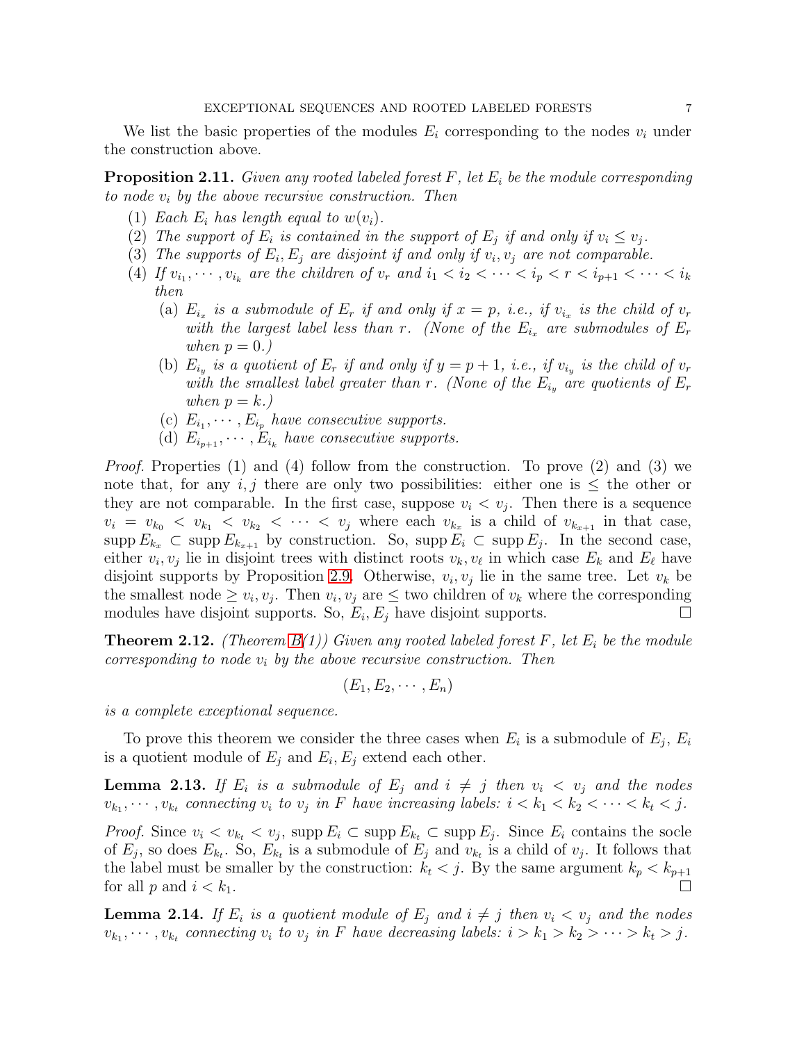We list the basic properties of the modules $E_i$ corresponding to the nodes $v_i$ under the construction above.

**Proposition 2.11.** *Given any rooted labeled forest $F$, let $E_i$ be the module corresponding to node $v_i$ by the above recursive construction. Then*

1. *Each $E_i$ has length equal to $w(v_i)$.*
2. *The support of $E_i$ is contained in the support of $E_j$ if and only if $v_i \leq v_j$.*
3. *The supports of $E_i, E_j$ are disjoint if and only if $v_i, v_j$ are not comparable.*
4. *If $v_{i_1}, \cdots, v_{i_k}$ are the children of $v_r$ and $i_1 < i_2 < \cdots < i_p < r < i_{p+1} < \cdots < i_k$ then*
   - (a) *$E_{i_x}$ is a submodule of $E_r$ if and only if $x = p$, i.e., if $v_{i_x}$ is the child of $v_r$ with the largest label less than $r$. (None of the $E_{i_x}$ are submodules of $E_r$ when $p = 0$.)*
   - (b) *$E_{i_y}$ is a quotient of $E_r$ if and only if $y = p + 1$, i.e., if $v_{i_y}$ is the child of $v_r$ with the smallest label greater than $r$. (None of the $E_{i_y}$ are quotients of $E_r$ when $p = k$.)*
   - (c) *$E_{i_1}, \cdots, E_{i_p}$ have consecutive supports.*
   - (d) *$E_{i_{p+1}}, \cdots, E_{i_k}$ have consecutive supports.*

*Proof.* Properties (1) and (4) follow from the construction. To prove (2) and (3) we note that, for any $i, j$ there are only two possibilities: either one is $\leq$ the other or they are not comparable. In the first case, suppose $v_i < v_j$. Then there is a sequence $v_i = v_{k_0} < v_{k_1} < v_{k_2} < \cdots < v_j$ where each $v_{k_x}$ is a child of $v_{k_{x+1}}$ in that case, $\operatorname{supp} E_{k_x} \subset \operatorname{supp} E_{k_{x+1}}$ by construction. So, $\operatorname{supp} E_i \subset \operatorname{supp} E_j$. In the second case, either $v_i, v_j$ lie in disjoint trees with distinct roots $v_k, v_\ell$ in which case $E_k$ and $E_\ell$ have disjoint supports by Proposition 2.9. Otherwise, $v_i, v_j$ lie in the same tree. Let $v_k$ be the smallest node $\geq v_i, v_j$. Then $v_i, v_j$ are $\leq$ two children of $v_k$ where the corresponding modules have disjoint supports. So, $E_i, E_j$ have disjoint supports. □

**Theorem 2.12.** *(Theorem B(1)) Given any rooted labeled forest $F$, let $E_i$ be the module corresponding to node $v_i$ by the above recursive construction. Then*

$$(E_1, E_2, \cdots, E_n)$$

*is a complete exceptional sequence.*

To prove this theorem we consider the three cases when $E_i$ is a submodule of $E_j$, $E_i$ is a quotient module of $E_j$ and $E_i, E_j$ extend each other.

**Lemma 2.13.** *If $E_i$ is a submodule of $E_j$ and $i \neq j$ then $v_i < v_j$ and the nodes $v_{k_1}, \cdots, v_{k_t}$ connecting $v_i$ to $v_j$ in $F$ have increasing labels: $i < k_1 < k_2 < \cdots < k_t < j$.*

*Proof.* Since $v_i < v_{k_t} < v_j$, $\operatorname{supp} E_i \subset \operatorname{supp} E_{k_t} \subset \operatorname{supp} E_j$. Since $E_i$ contains the socle of $E_j$, so does $E_{k_t}$. So, $E_{k_t}$ is a submodule of $E_j$ and $v_{k_t}$ is a child of $v_j$. It follows that the label must be smaller by the construction: $k_t < j$. By the same argument $k_p < k_{p+1}$ for all $p$ and $i < k_1$. □

**Lemma 2.14.** *If $E_i$ is a quotient module of $E_j$ and $i \neq j$ then $v_i < v_j$ and the nodes $v_{k_1}, \cdots, v_{k_t}$ connecting $v_i$ to $v_j$ in $F$ have decreasing labels: $i > k_1 > k_2 > \cdots > k_t > j$.*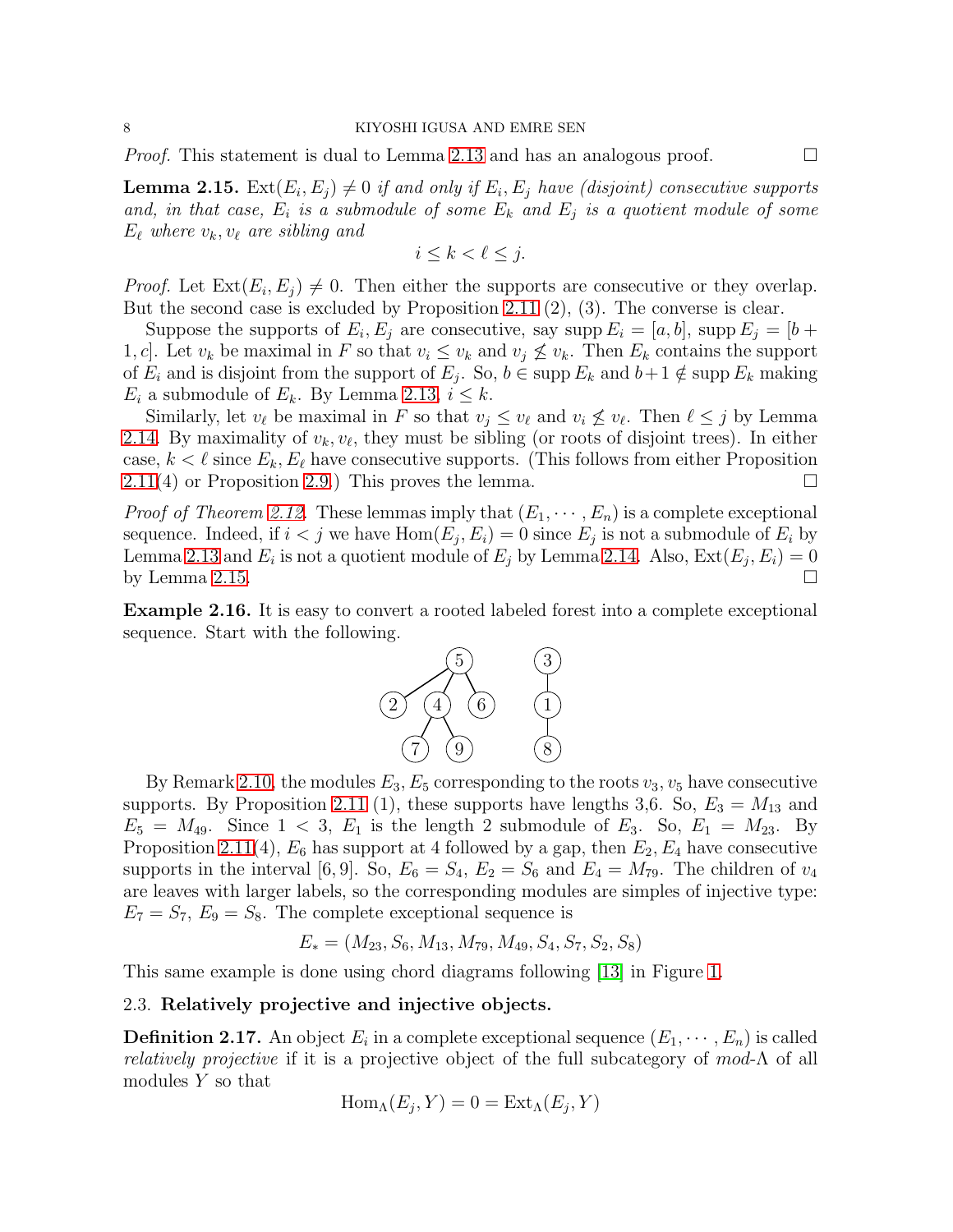*Proof.* This statement is dual to Lemma 2.13 and has an analogous proof. ☐

**Lemma 2.15.** *$\mathrm{Ext}(E_i, E_j) \neq 0$ if and only if $E_i, E_j$ have (disjoint) consecutive supports and, in that case, $E_i$ is a submodule of some $E_k$ and $E_j$ is a quotient module of some $E_\ell$ where $v_k, v_\ell$ are sibling and*

$$i \leq k < \ell \leq j.$$

*Proof.* Let $\mathrm{Ext}(E_i, E_j) \neq 0$. Then either the supports are consecutive or they overlap. But the second case is excluded by Proposition 2.11 (2), (3). The converse is clear.

Suppose the supports of $E_i, E_j$ are consecutive, say $\mathrm{supp}\, E_i = [a, b]$, $\mathrm{supp}\, E_j = [b+1, c]$. Let $v_k$ be maximal in $F$ so that $v_i \leq v_k$ and $v_j \not\leq v_k$. Then $E_k$ contains the support of $E_i$ and is disjoint from the support of $E_j$. So, $b \in \mathrm{supp}\, E_k$ and $b+1 \notin \mathrm{supp}\, E_k$ making $E_i$ a submodule of $E_k$. By Lemma 2.13, $i \leq k$.

Similarly, let $v_\ell$ be maximal in $F$ so that $v_j \leq v_\ell$ and $v_i \not\leq v_\ell$. Then $\ell \leq j$ by Lemma 2.14. By maximality of $v_k, v_\ell$, they must be sibling (or roots of disjoint trees). In either case, $k < \ell$ since $E_k, E_\ell$ have consecutive supports. (This follows from either Proposition 2.11(4) or Proposition 2.9.) This proves the lemma. ☐

*Proof of Theorem 2.12.* These lemmas imply that $(E_1, \cdots, E_n)$ is a complete exceptional sequence. Indeed, if $i < j$ we have $\mathrm{Hom}(E_j, E_i) = 0$ since $E_j$ is not a submodule of $E_i$ by Lemma 2.13 and $E_i$ is not a quotient module of $E_j$ by Lemma 2.14. Also, $\mathrm{Ext}(E_j, E_i) = 0$ by Lemma 2.15. ☐

**Example 2.16.** It is easy to convert a rooted labeled forest into a complete exceptional sequence. Start with the following.

By Remark 2.10, the modules $E_3, E_5$ corresponding to the roots $v_3, v_5$ have consecutive supports. By Proposition 2.11 (1), these supports have lengths 3,6. So, $E_3 = M_{13}$ and $E_5 = M_{49}$. Since $1 < 3$, $E_1$ is the length 2 submodule of $E_3$. So, $E_1 = M_{23}$. By Proposition 2.11(4), $E_6$ has support at 4 followed by a gap, then $E_2, E_4$ have consecutive supports in the interval $[6, 9]$. So, $E_6 = S_4$, $E_2 = S_6$ and $E_4 = M_{79}$. The children of $v_4$ are leaves with larger labels, so the corresponding modules are simples of injective type: $E_7 = S_7$, $E_9 = S_8$. The complete exceptional sequence is

$$E_* = (M_{23}, S_6, M_{13}, M_{79}, M_{49}, S_4, S_7, S_2, S_8)$$

This same example is done using chord diagrams following [13] in Figure 1.

### 2.3. Relatively projective and injective objects.

**Definition 2.17.** An object $E_i$ in a complete exceptional sequence $(E_1, \cdots, E_n)$ is called *relatively projective* if it is a projective object of the full subcategory of *mod*-$\Lambda$ of all modules $Y$ so that

$$\mathrm{Hom}_\Lambda(E_j, Y) = 0 = \mathrm{Ext}_\Lambda(E_j, Y)$$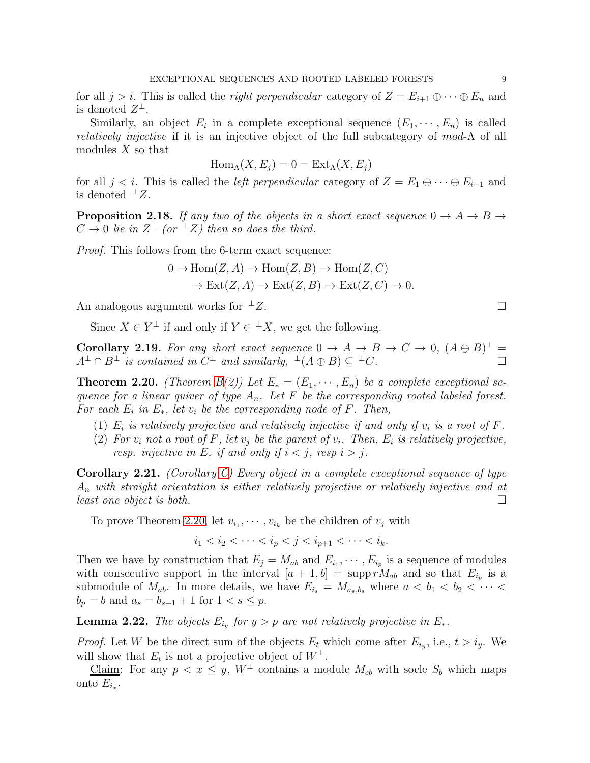for all $j > i$. This is called the *right perpendicular* category of $Z = E_{i+1} \oplus \cdots \oplus E_n$ and is denoted $Z^\perp$.

Similarly, an object $E_i$ in a complete exceptional sequence $(E_1, \cdots, E_n)$ is called *relatively injective* if it is an injective object of the full subcategory of *mod*-$\Lambda$ of all modules $X$ so that

$$\mathrm{Hom}_\Lambda(X, E_j) = 0 = \mathrm{Ext}_\Lambda(X, E_j)$$

for all $j < i$. This is called the *left perpendicular* category of $Z = E_1 \oplus \cdots \oplus E_{i-1}$ and is denoted ${}^\perp Z$.

**Proposition 2.18.** *If any two of the objects in a short exact sequence $0 \to A \to B \to C \to 0$ lie in $Z^\perp$ (or ${}^\perp Z$) then so does the third.*

*Proof.* This follows from the 6-term exact sequence:

$$\begin{aligned} 0 \to \mathrm{Hom}(Z, A) &\to \mathrm{Hom}(Z, B) \to \mathrm{Hom}(Z, C) \\ &\to \mathrm{Ext}(Z, A) \to \mathrm{Ext}(Z, B) \to \mathrm{Ext}(Z, C) \to 0. \end{aligned}$$

An analogous argument works for ${}^\perp Z$. □

Since $X \in Y^\perp$ if and only if $Y \in {}^\perp X$, we get the following.

**Corollary 2.19.** *For any short exact sequence $0 \to A \to B \to C \to 0$, $(A \oplus B)^\perp = A^\perp \cap B^\perp$ is contained in $C^\perp$ and similarly, ${}^\perp(A \oplus B) \subseteq {}^\perp C$.* □

**Theorem 2.20.** *(Theorem B(2)) Let $E_* = (E_1, \cdots, E_n)$ be a complete exceptional sequence for a linear quiver of type $A_n$. Let $F$ be the corresponding rooted labeled forest. For each $E_i$ in $E_*$, let $v_i$ be the corresponding node of $F$. Then,*

1. *$E_i$ is relatively projective and relatively injective if and only if $v_i$ is a root of $F$.*
2. *For $v_i$ not a root of $F$, let $v_j$ be the parent of $v_i$. Then, $E_i$ is relatively projective, resp. injective in $E_*$ if and only if $i < j$, resp $i > j$.*

**Corollary 2.21.** *(Corollary C) Every object in a complete exceptional sequence of type $A_n$ with straight orientation is either relatively projective or relatively injective and at least one object is both.* □

To prove Theorem 2.20, let $v_{i_1}, \cdots, v_{i_k}$ be the children of $v_j$ with

$$i_1 < i_2 < \cdots < i_p < j < i_{p+1} < \cdots < i_k.$$

Then we have by construction that $E_j = M_{ab}$ and $E_{i_1}, \cdots, E_{i_p}$ is a sequence of modules with consecutive support in the interval $[a+1, b] = \mathrm{supp}\, rM_{ab}$ and so that $E_{i_p}$ is a submodule of $M_{ab}$. In more details, we have $E_{i_s} = M_{a_s, b_s}$ where $a < b_1 < b_2 < \cdots < b_p = b$ and $a_s = b_{s-1} + 1$ for $1 < s \le p$.

**Lemma 2.22.** *The objects $E_{i_y}$ for $y > p$ are not relatively projective in $E_*$.*

*Proof.* Let $W$ be the direct sum of the objects $E_t$ which come after $E_{i_y}$, i.e., $t > i_y$. We will show that $E_t$ is not a projective object of $W^\perp$.

<u>Claim</u>: For any $p < x \le y$, $W^\perp$ contains a module $M_{cb}$ with socle $S_b$ which maps onto $E_{i_x}$.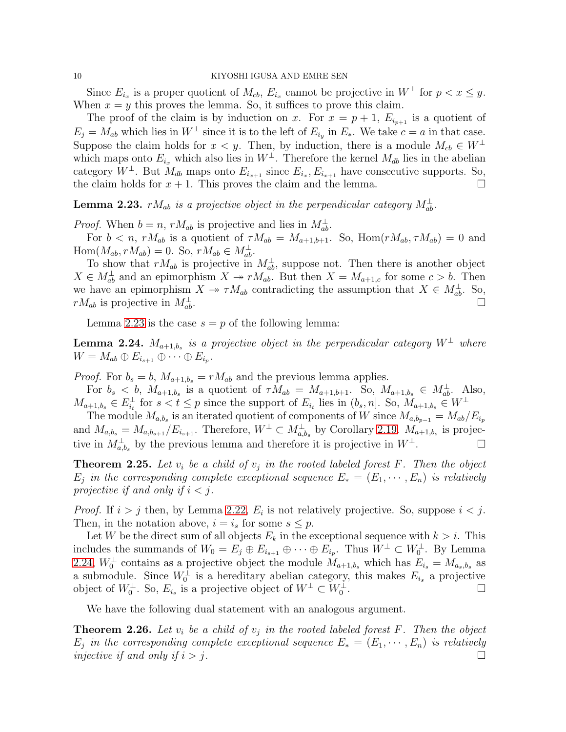Since $E_{i_x}$ is a proper quotient of $M_{cb}$, $E_{i_x}$ cannot be projective in $W^\perp$ for $p < x \le y$. When $x = y$ this proves the lemma. So, it suffices to prove this claim.

The proof of the claim is by induction on $x$. For $x = p+1$, $E_{i_{p+1}}$ is a quotient of $E_j = M_{ab}$ which lies in $W^\perp$ since it is to the left of $E_{i_y}$ in $E_*$. We take $c = a$ in that case. Suppose the claim holds for $x < y$. Then, by induction, there is a module $M_{cb} \in W^\perp$ which maps onto $E_{i_x}$ which also lies in $W^\perp$. Therefore the kernel $M_{db}$ lies in the abelian category $W^\perp$. But $M_{db}$ maps onto $E_{i_{x+1}}$ since $E_{i_x}, E_{i_{x+1}}$ have consecutive supports. So, the claim holds for $x+1$. This proves the claim and the lemma. $\square$

**Lemma 2.23.** *$rM_{ab}$ is a projective object in the perpendicular category $M_{ab}^\perp$.*

*Proof.* When $b = n$, $rM_{ab}$ is projective and lies in $M_{ab}^\perp$.

For $b < n$, $rM_{ab}$ is a quotient of $\tau M_{ab} = M_{a+1,b+1}$. So, $\text{Hom}(rM_{ab}, \tau M_{ab}) = 0$ and $\text{Hom}(M_{ab}, rM_{ab}) = 0$. So, $rM_{ab} \in M_{ab}^\perp$.

To show that $rM_{ab}$ is projective in $M_{ab}^\perp$, suppose not. Then there is another object $X \in M_{ab}^\perp$ and an epimorphism $X \twoheadrightarrow rM_{ab}$. But then $X = M_{a+1,c}$ for some $c > b$. Then we have an epimorphism $X \twoheadrightarrow \tau M_{ab}$ contradicting the assumption that $X \in M_{ab}^\perp$. So, $rM_{ab}$ is projective in $M_{ab}^\perp$. $\square$

Lemma 2.23 is the case $s = p$ of the following lemma:

**Lemma 2.24.** *$M_{a+1,b_s}$ is a projective object in the perpendicular category $W^\perp$ where $W = M_{ab} \oplus E_{i_{s+1}} \oplus \cdots \oplus E_{i_p}$.*

*Proof.* For $b_s = b$, $M_{a+1,b_s} = rM_{ab}$ and the previous lemma applies.

For $b_s < b$, $M_{a+1,b_s}$ is a quotient of $\tau M_{ab} = M_{a+1,b+1}$. So, $M_{a+1,b_s} \in M_{ab}^\perp$. Also, $M_{a+1,b_s} \in E_{i_t}^\perp$ for $s < t \le p$ since the support of $E_{i_t}$ lies in $(b_s, n]$. So, $M_{a+1,b_s} \in W^\perp$

The module $M_{a,b_s}$ is an iterated quotient of components of $W$ since $M_{a,b_{p-1}} = M_{ab}/E_{i_p}$ and $M_{a,b_s} = M_{a,b_{s+1}}/E_{i_{s+1}}$. Therefore, $W^\perp \subset M_{a,b_s}^\perp$ by Corollary 2.19. $M_{a+1,b_s}$ is projective in $M_{a,b_s}^\perp$ by the previous lemma and therefore it is projective in $W^\perp$. $\square$

**Theorem 2.25.** *Let $v_i$ be a child of $v_j$ in the rooted labeled forest $F$. Then the object $E_j$ in the corresponding complete exceptional sequence $E_* = (E_1, \cdots, E_n)$ is relatively projective if and only if $i < j$.*

*Proof.* If $i > j$ then, by Lemma 2.22, $E_i$ is not relatively projective. So, suppose $i < j$. Then, in the notation above, $i = i_s$ for some $s \le p$.

Let $W$ be the direct sum of all objects $E_k$ in the exceptional sequence with $k > i$. This includes the summands of $W_0 = E_j \oplus E_{i_{s+1}} \oplus \cdots \oplus E_{i_p}$. Thus $W^\perp \subset W_0^\perp$. By Lemma 2.24, $W_0^\perp$ contains as a projective object the module $M_{a+1,b_s}$ which has $E_{i_s} = M_{a_s,b_s}$ as a submodule. Since $W_0^\perp$ is a hereditary abelian category, this makes $E_{i_s}$ a projective object of $W_0^\perp$. So, $E_{i_s}$ is a projective object of $W^\perp \subset W_0^\perp$. $\square$

We have the following dual statement with an analogous argument.

**Theorem 2.26.** *Let $v_i$ be a child of $v_j$ in the rooted labeled forest $F$. Then the object $E_j$ in the corresponding complete exceptional sequence $E_* = (E_1, \cdots, E_n)$ is relatively injective if and only if $i > j$.* $\square$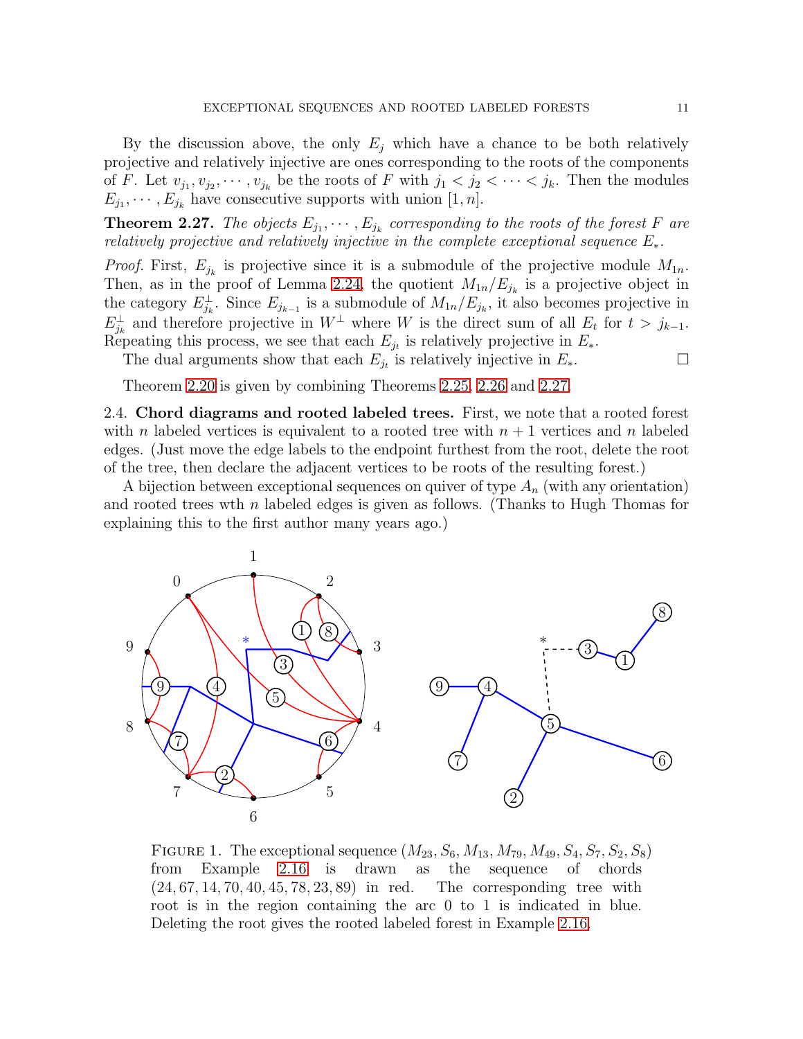By the discussion above, the only $E_j$ which have a chance to be both relatively projective and relatively injective are ones corresponding to the roots of the components of $F$. Let $v_{j_1}, v_{j_2}, \cdots, v_{j_k}$ be the roots of $F$ with $j_1 < j_2 < \cdots < j_k$. Then the modules $E_{j_1}, \cdots, E_{j_k}$ have consecutive supports with union $[1, n]$.

**Theorem 2.27.** *The objects $E_{j_1}, \cdots, E_{j_k}$ corresponding to the roots of the forest $F$ are relatively projective and relatively injective in the complete exceptional sequence $E_*$.*

*Proof.* First, $E_{j_k}$ is projective since it is a submodule of the projective module $M_{1n}$. Then, as in the proof of Lemma 2.24, the quotient $M_{1n}/E_{j_k}$ is a projective object in the category $E_{j_k}^\perp$. Since $E_{j_{k-1}}$ is a submodule of $M_{1n}/E_{j_k}$, it also becomes projective in $E_{j_k}^\perp$ and therefore projective in $W^\perp$ where $W$ is the direct sum of all $E_t$ for $t > j_{k-1}$. Repeating this process, we see that each $E_{j_t}$ is relatively projective in $E_*$.

The dual arguments show that each $E_{j_t}$ is relatively injective in $E_*$. □

Theorem 2.20 is given by combining Theorems 2.25, 2.26 and 2.27.

2.4. **Chord diagrams and rooted labeled trees.** First, we note that a rooted forest with $n$ labeled vertices is equivalent to a rooted tree with $n + 1$ vertices and $n$ labeled edges. (Just move the edge labels to the endpoint furthest from the root, delete the root of the tree, then declare the adjacent vertices to be roots of the resulting forest.)

A bijection between exceptional sequences on quiver of type $A_n$ (with any orientation) and rooted trees wth $n$ labeled edges is given as follows. (Thanks to Hugh Thomas for explaining this to the first author many years ago.)

Figure 1. The exceptional sequence $(M_{23}, S_6, M_{13}, M_{79}, M_{49}, S_4, S_7, S_2, S_8)$ from Example 2.16 is drawn as the sequence of chords $(24, 67, 14, 70, 40, 45, 78, 23, 89)$ in red. The corresponding tree with root is in the region containing the arc 0 to 1 is indicated in blue. Deleting the root gives the rooted labeled forest in Example 2.16.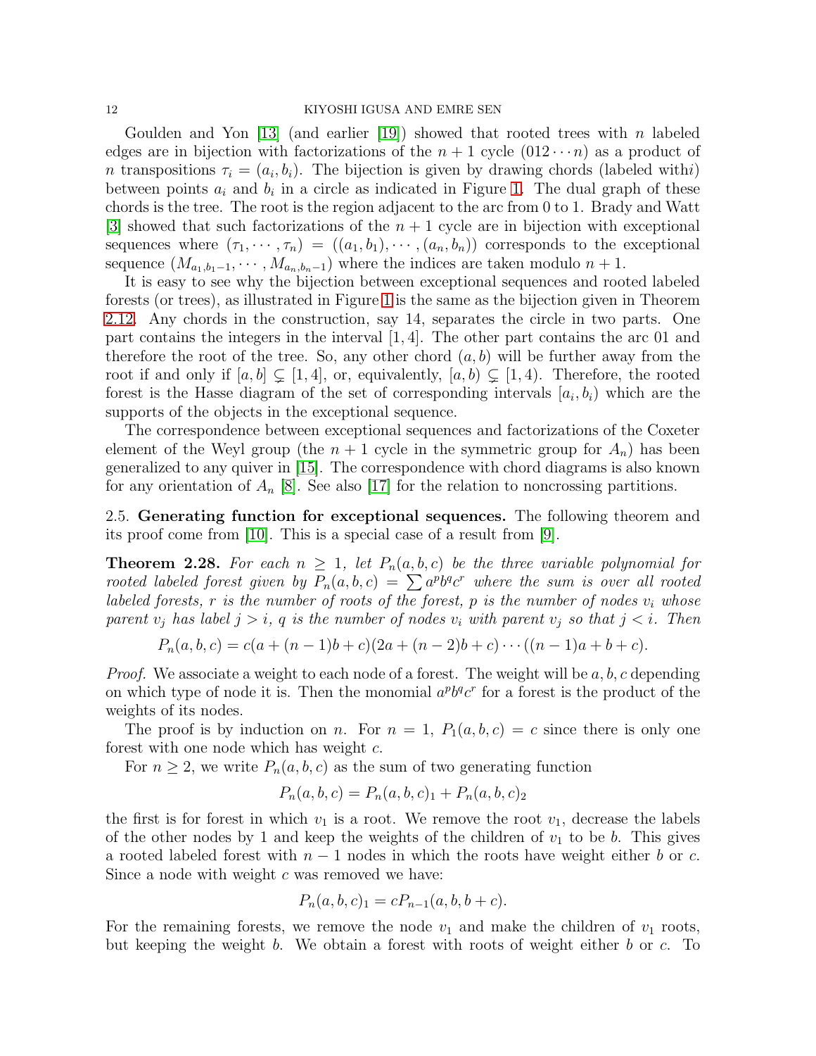Goulden and Yon [13] (and earlier [19]) showed that rooted trees with $n$ labeled edges are in bijection with factorizations of the $n+1$ cycle $(012\cdots n)$ as a product of $n$ transpositions $\tau_i = (a_i, b_i)$. The bijection is given by drawing chords (labeled with$i$) between points $a_i$ and $b_i$ in a circle as indicated in Figure 1. The dual graph of these chords is the tree. The root is the region adjacent to the arc from 0 to 1. Brady and Watt [3] showed that such factorizations of the $n+1$ cycle are in bijection with exceptional sequences where $(\tau_1, \cdots, \tau_n) = ((a_1, b_1), \cdots, (a_n, b_n))$ corresponds to the exceptional sequence $(M_{a_1,b_1-1}, \cdots, M_{a_n,b_n-1})$ where the indices are taken modulo $n+1$.

It is easy to see why the bijection between exceptional sequences and rooted labeled forests (or trees), as illustrated in Figure 1 is the same as the bijection given in Theorem 2.12. Any chords in the construction, say 14, separates the circle in two parts. One part contains the integers in the interval $[1, 4]$. The other part contains the arc 01 and therefore the root of the tree. So, any other chord $(a, b)$ will be further away from the root if and only if $[a, b] \subsetneq [1, 4]$, or, equivalently, $[a, b) \subsetneq [1, 4)$. Therefore, the rooted forest is the Hasse diagram of the set of corresponding intervals $[a_i, b_i)$ which are the supports of the objects in the exceptional sequence.

The correspondence between exceptional sequences and factorizations of the Coxeter element of the Weyl group (the $n+1$ cycle in the symmetric group for $A_n$) has been generalized to any quiver in [15]. The correspondence with chord diagrams is also known for any orientation of $A_n$ [8]. See also [17] for the relation to noncrossing partitions.

2.5. **Generating function for exceptional sequences.** The following theorem and its proof come from [10]. This is a special case of a result from [9].

**Theorem 2.28.** *For each $n \geq 1$, let $P_n(a, b, c)$ be the three variable polynomial for rooted labeled forest given by $P_n(a, b, c) = \sum a^p b^q c^r$ where the sum is over all rooted labeled forests, $r$ is the number of roots of the forest, $p$ is the number of nodes $v_i$ whose parent $v_j$ has label $j > i$, $q$ is the number of nodes $v_i$ with parent $v_j$ so that $j < i$. Then*

$$P_n(a, b, c) = c(a + (n-1)b + c)(2a + (n-2)b + c)\cdots((n-1)a + b + c).$$

*Proof.* We associate a weight to each node of a forest. The weight will be $a, b, c$ depending on which type of node it is. Then the monomial $a^p b^q c^r$ for a forest is the product of the weights of its nodes.

The proof is by induction on $n$. For $n = 1$, $P_1(a, b, c) = c$ since there is only one forest with one node which has weight $c$.

For $n \geq 2$, we write $P_n(a, b, c)$ as the sum of two generating function

$$P_n(a, b, c) = P_n(a, b, c)_1 + P_n(a, b, c)_2$$

the first is for forest in which $v_1$ is a root. We remove the root $v_1$, decrease the labels of the other nodes by 1 and keep the weights of the children of $v_1$ to be $b$. This gives a rooted labeled forest with $n-1$ nodes in which the roots have weight either $b$ or $c$. Since a node with weight $c$ was removed we have:

$$P_n(a, b, c)_1 = cP_{n-1}(a, b, b + c).$$

For the remaining forests, we remove the node $v_1$ and make the children of $v_1$ roots, but keeping the weight $b$. We obtain a forest with roots of weight either $b$ or $c$. To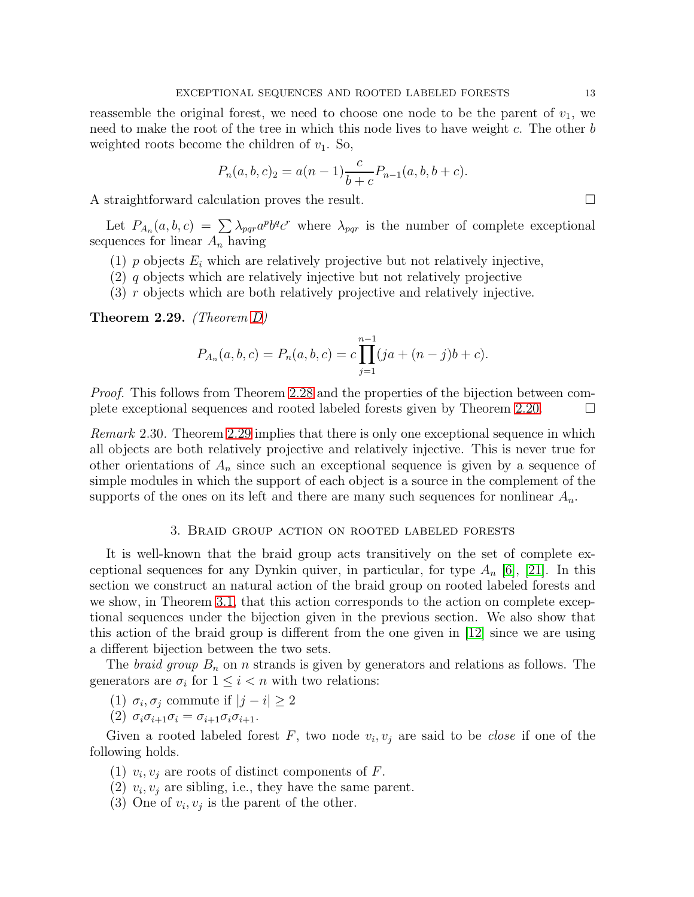reassemble the original forest, we need to choose one node to be the parent of $v_1$, we need to make the root of the tree in which this node lives to have weight $c$. The other $b$ weighted roots become the children of $v_1$. So,

$$P_n(a,b,c)_2 = a(n-1)\frac{c}{b+c}P_{n-1}(a,b,b+c).$$

A straightforward calculation proves the result. □

Let $P_{A_n}(a,b,c) = \sum \lambda_{pqr} a^p b^q c^r$ where $\lambda_{pqr}$ is the number of complete exceptional sequences for linear $A_n$ having

1. $p$ objects $E_i$ which are relatively projective but not relatively injective,
2. $q$ objects which are relatively injective but not relatively projective
3. $r$ objects which are both relatively projective and relatively injective.

**Theorem 2.29.** *(Theorem D)*

$$P_{A_n}(a,b,c) = P_n(a,b,c) = c\prod_{j=1}^{n-1}(ja + (n-j)b + c).$$

*Proof.* This follows from Theorem 2.28 and the properties of the bijection between complete exceptional sequences and rooted labeled forests given by Theorem 2.20. □

*Remark* 2.30. Theorem 2.29 implies that there is only one exceptional sequence in which all objects are both relatively projective and relatively injective. This is never true for other orientations of $A_n$ since such an exceptional sequence is given by a sequence of simple modules in which the support of each object is a source in the complement of the supports of the ones on its left and there are many such sequences for nonlinear $A_n$.

## 3. Braid group action on rooted labeled forests

It is well-known that the braid group acts transitively on the set of complete exceptional sequences for any Dynkin quiver, in particular, for type $A_n$ [6], [21]. In this section we construct an natural action of the braid group on rooted labeled forests and we show, in Theorem 3.1, that this action corresponds to the action on complete exceptional sequences under the bijection given in the previous section. We also show that this action of the braid group is different from the one given in [12] since we are using a different bijection between the two sets.

The *braid group* $B_n$ on $n$ strands is given by generators and relations as follows. The generators are $\sigma_i$ for $1 \le i < n$ with two relations:

1. $\sigma_i, \sigma_j$ commute if $|j-i| \ge 2$
2. $\sigma_i\sigma_{i+1}\sigma_i = \sigma_{i+1}\sigma_i\sigma_{i+1}$.

Given a rooted labeled forest $F$, two node $v_i, v_j$ are said to be *close* if one of the following holds.

1. $v_i, v_j$ are roots of distinct components of $F$.
2. $v_i, v_j$ are sibling, i.e., they have the same parent.
3. One of $v_i, v_j$ is the parent of the other.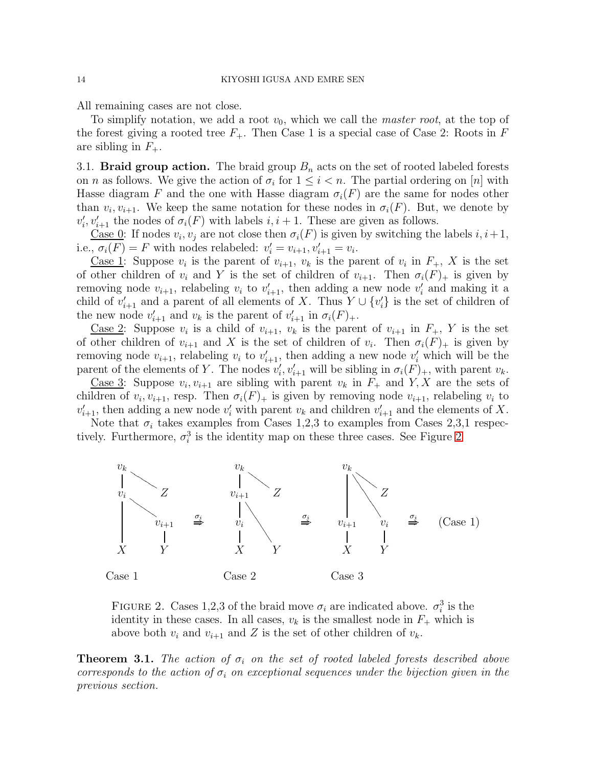All remaining cases are not close.

To simplify notation, we add a root $v_0$, which we call the *master root*, at the top of the forest giving a rooted tree $F_+$. Then Case 1 is a special case of Case 2: Roots in $F$ are sibling in $F_+$.

3.1. **Braid group action.** The braid group $B_n$ acts on the set of rooted labeled forests on $n$ as follows. We give the action of $\sigma_i$ for $1 \leq i < n$. The partial ordering on $[n]$ with Hasse diagram $F$ and the one with Hasse diagram $\sigma_i(F)$ are the same for nodes other than $v_i, v_{i+1}$. We keep the same notation for these nodes in $\sigma_i(F)$. But, we denote by $v_i', v_{i+1}'$ the nodes of $\sigma_i(F)$ with labels $i, i+1$. These are given as follows.

Case 0: If nodes $v_i, v_j$ are not close then $\sigma_i(F)$ is given by switching the labels $i, i+1$, i.e., $\sigma_i(F) = F$ with nodes relabeled: $v_i' = v_{i+1}, v_{i+1}' = v_i$.

Case 1: Suppose $v_i$ is the parent of $v_{i+1}$, $v_k$ is the parent of $v_i$ in $F_+$, $X$ is the set of other children of $v_i$ and $Y$ is the set of children of $v_{i+1}$. Then $\sigma_i(F)_+$ is given by removing node $v_{i+1}$, relabeling $v_i$ to $v_{i+1}'$, then adding a new node $v_i'$ and making it a child of $v_{i+1}'$ and a parent of all elements of $X$. Thus $Y \cup \{v_i'\}$ is the set of children of the new node $v_{i+1}'$ and $v_k$ is the parent of $v_{i+1}'$ in $\sigma_i(F)_+$.

Case 2: Suppose $v_i$ is a child of $v_{i+1}$, $v_k$ is the parent of $v_{i+1}$ in $F_+$, $Y$ is the set of other children of $v_{i+1}$ and $X$ is the set of children of $v_i$. Then $\sigma_i(F)_+$ is given by removing node $v_{i+1}$, relabeling $v_i$ to $v_{i+1}'$, then adding a new node $v_i'$ which will be the parent of the elements of $Y$. The nodes $v_i', v_{i+1}'$ will be sibling in $\sigma_i(F)_+$, with parent $v_k$.

Case 3: Suppose $v_i, v_{i+1}$ are sibling with parent $v_k$ in $F_+$ and $Y, X$ are the sets of children of $v_i, v_{i+1}$, resp. Then $\sigma_i(F)_+$ is given by removing node $v_{i+1}$, relabeling $v_i$ to $v_{i+1}'$, then adding a new node $v_i'$ with parent $v_k$ and children $v_{i+1}'$ and the elements of $X$.

Note that $\sigma_i$ takes examples from Cases 1,2,3 to examples from Cases 2,3,1 respectively. Furthermore, $\sigma_i^3$ is the identity map on these three cases. See Figure 2.

FIGURE 2. Cases 1,2,3 of the braid move $\sigma_i$ are indicated above. $\sigma_i^3$ is the identity in these cases. In all cases, $v_k$ is the smallest node in $F_+$ which is above both $v_i$ and $v_{i+1}$ and $Z$ is the set of other children of $v_k$.

**Theorem 3.1.** *The action of $\sigma_i$ on the set of rooted labeled forests described above corresponds to the action of $\sigma_i$ on exceptional sequences under the bijection given in the previous section.*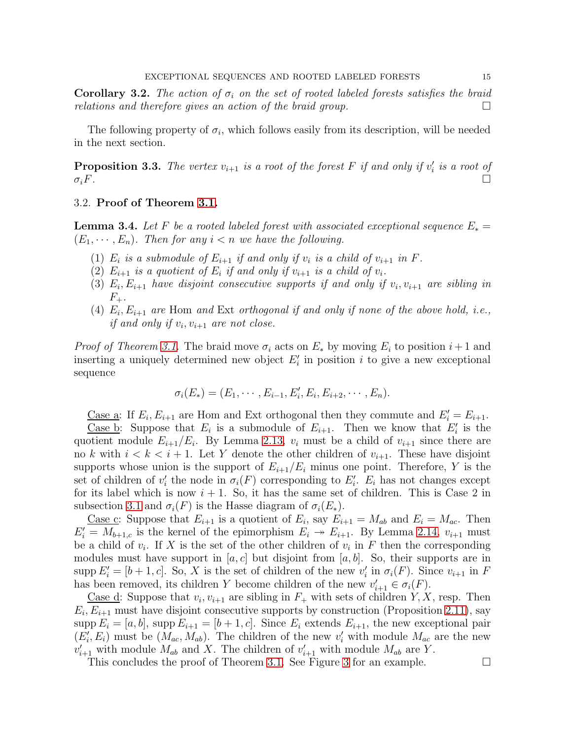**Corollary 3.2.** *The action of $\sigma_i$ on the set of rooted labeled forests satisfies the braid relations and therefore gives an action of the braid group.* □

The following property of $\sigma_i$, which follows easily from its description, will be needed in the next section.

**Proposition 3.3.** *The vertex $v_{i+1}$ is a root of the forest $F$ if and only if $v_i'$ is a root of $\sigma_i F$.* □

### 3.2. **Proof of Theorem 3.1.**

**Lemma 3.4.** *Let $F$ be a rooted labeled forest with associated exceptional sequence $E_* = (E_1, \cdots, E_n)$. Then for any $i < n$ we have the following.*

1. *$E_i$ is a submodule of $E_{i+1}$ if and only if $v_i$ is a child of $v_{i+1}$ in $F$.*
2. *$E_{i+1}$ is a quotient of $E_i$ if and only if $v_{i+1}$ is a child of $v_i$.*
3. *$E_i, E_{i+1}$ have disjoint consecutive supports if and only if $v_i, v_{i+1}$ are sibling in $F_+$.*
4. *$E_i, E_{i+1}$ are* Hom *and* Ext *orthogonal if and only if none of the above hold, i.e., if and only if $v_i, v_{i+1}$ are not close.*

*Proof of Theorem 3.1.* The braid move $\sigma_i$ acts on $E_*$ by moving $E_i$ to position $i+1$ and inserting a uniquely determined new object $E_i'$ in position $i$ to give a new exceptional sequence

$$\sigma_i(E_*) = (E_1, \cdots, E_{i-1}, E_i', E_i, E_{i+2}, \cdots, E_n).$$

Case a: If $E_i, E_{i+1}$ are Hom and Ext orthogonal then they commute and $E_i' = E_{i+1}$.

Case b: Suppose that $E_i$ is a submodule of $E_{i+1}$. Then we know that $E_i'$ is the quotient module $E_{i+1}/E_i$. By Lemma 2.13, $v_i$ must be a child of $v_{i+1}$ since there are no $k$ with $i < k < i+1$. Let $Y$ denote the other children of $v_{i+1}$. These have disjoint supports whose union is the support of $E_{i+1}/E_i$ minus one point. Therefore, $Y$ is the set of children of $v_i'$ the node in $\sigma_i(F)$ corresponding to $E_i'$. $E_i$ has not changes except for its label which is now $i+1$. So, it has the same set of children. This is Case 2 in subsection 3.1 and $\sigma_i(F)$ is the Hasse diagram of $\sigma_i(E_*)$.

Case c: Suppose that $E_{i+1}$ is a quotient of $E_i$, say $E_{i+1} = M_{ab}$ and $E_i = M_{ac}$. Then $E_i' = M_{b+1,c}$ is the kernel of the epimorphism $E_i \twoheadrightarrow E_{i+1}$. By Lemma 2.14, $v_{i+1}$ must be a child of $v_i$. If $X$ is the set of the other children of $v_i$ in $F$ then the corresponding modules must have support in $[a, c]$ but disjoint from $[a, b]$. So, their supports are in $\operatorname{supp} E_i' = [b+1, c]$. So, $X$ is the set of children of the new $v_i'$ in $\sigma_i(F)$. Since $v_{i+1}$ in $F$ has been removed, its children $Y$ become children of the new $v_{i+1}' \in \sigma_i(F)$.

Case d: Suppose that $v_i, v_{i+1}$ are sibling in $F_+$ with sets of children $Y, X$, resp. Then $E_i, E_{i+1}$ must have disjoint consecutive supports by construction (Proposition 2.11), say $\operatorname{supp} E_i = [a, b]$, $\operatorname{supp} E_{i+1} = [b+1, c]$. Since $E_i$ extends $E_{i+1}$, the new exceptional pair $(E_i', E_i)$ must be $(M_{ac}, M_{ab})$. The children of the new $v_i'$ with module $M_{ac}$ are the new $v_{i+1}'$ with module $M_{ab}$ and $X$. The children of $v_{i+1}'$ with module $M_{ab}$ are $Y$.

This concludes the proof of Theorem 3.1. See Figure 3 for an example. □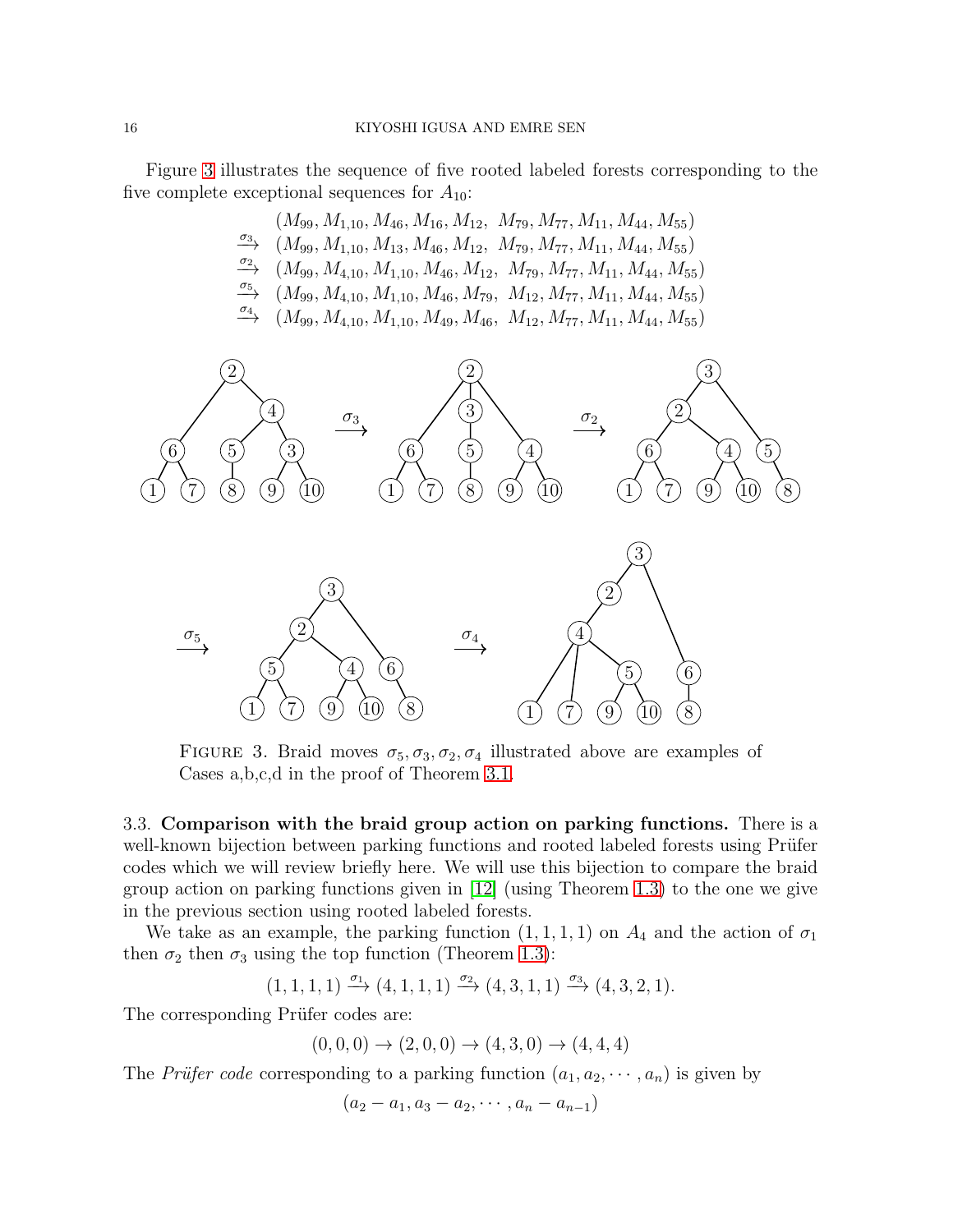Figure 3 illustrates the sequence of five rooted labeled forests corresponding to the five complete exceptional sequences for $A_{10}$:

$$
\begin{aligned}
&(M_{99}, M_{1,10}, M_{46}, M_{16}, M_{12},\ \ M_{79}, M_{77}, M_{11}, M_{44}, M_{55}) \\
\xrightarrow{\sigma_3}\ &(M_{99}, M_{1,10}, M_{13}, M_{46}, M_{12},\ \ M_{79}, M_{77}, M_{11}, M_{44}, M_{55}) \\
\xrightarrow{\sigma_2}\ &(M_{99}, M_{4,10}, M_{1,10}, M_{46}, M_{12},\ \ M_{79}, M_{77}, M_{11}, M_{44}, M_{55}) \\
\xrightarrow{\sigma_5}\ &(M_{99}, M_{4,10}, M_{1,10}, M_{46}, M_{79},\ \ M_{12}, M_{77}, M_{11}, M_{44}, M_{55}) \\
\xrightarrow{\sigma_4}\ &(M_{99}, M_{4,10}, M_{1,10}, M_{49}, M_{46},\ \ M_{12}, M_{77}, M_{11}, M_{44}, M_{55})
\end{aligned}
$$

FIGURE 3. Braid moves $\sigma_5, \sigma_3, \sigma_2, \sigma_4$ illustrated above are examples of Cases a,b,c,d in the proof of Theorem 3.1.

### 3.3. Comparison with the braid group action on parking functions.

There is a well-known bijection between parking functions and rooted labeled forests using Prüfer codes which we will review briefly here. We will use this bijection to compare the braid group action on parking functions given in [12] (using Theorem 1.3) to the one we give in the previous section using rooted labeled forests.

We take as an example, the parking function $(1, 1, 1, 1)$ on $A_4$ and the action of $\sigma_1$ then $\sigma_2$ then $\sigma_3$ using the top function (Theorem 1.3):

$$(1, 1, 1, 1) \xrightarrow{\sigma_1} (4, 1, 1, 1) \xrightarrow{\sigma_2} (4, 3, 1, 1) \xrightarrow{\sigma_3} (4, 3, 2, 1).$$

The corresponding Prüfer codes are:

$$(0, 0, 0) \to (2, 0, 0) \to (4, 3, 0) \to (4, 4, 4)$$

The *Prüfer code* corresponding to a parking function $(a_1, a_2, \cdots, a_n)$ is given by

$$(a_2 - a_1, a_3 - a_2, \cdots, a_n - a_{n-1})$$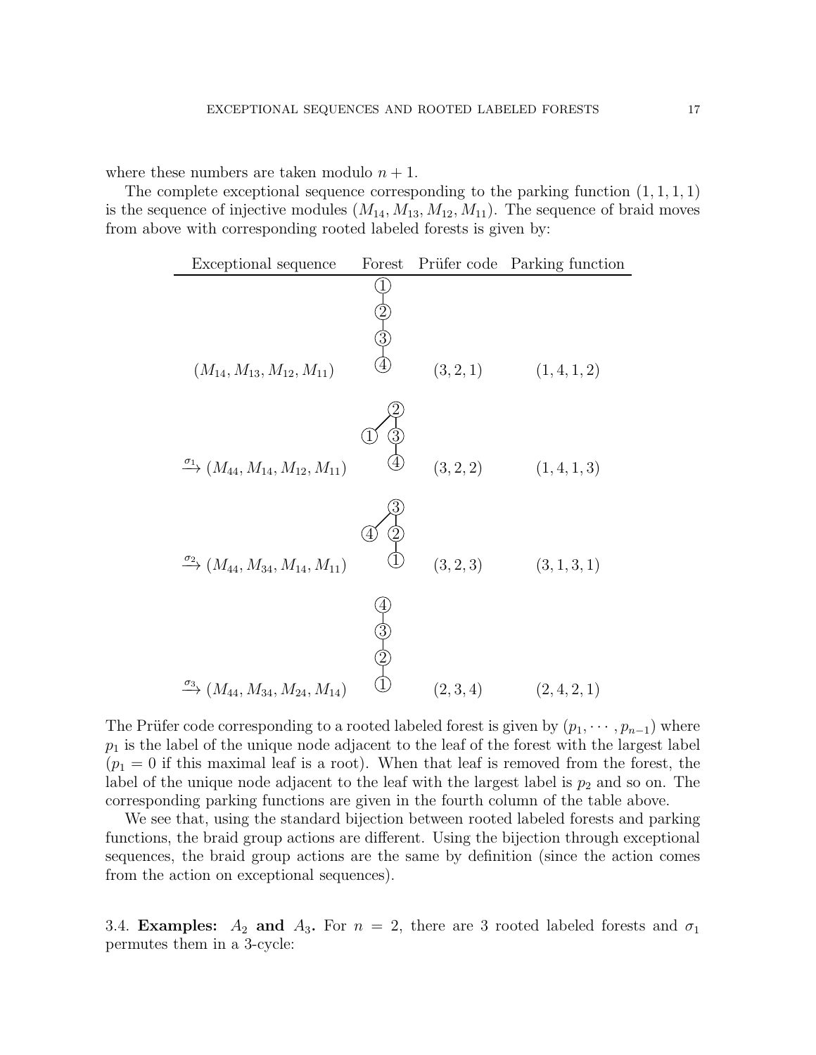where these numbers are taken modulo $n+1$.

The complete exceptional sequence corresponding to the parking function $(1,1,1,1)$ is the sequence of injective modules $(M_{14}, M_{13}, M_{12}, M_{11})$. The sequence of braid moves from above with corresponding rooted labeled forests is given by:

| Exceptional sequence | Forest | Prüfer code | Parking function |
|---|---|---|---|
| $(M_{14}, M_{13}, M_{12}, M_{11})$ | 1 – 2 – 3 – 4 (chain rooted at 1) | $(3,2,1)$ | $(1,4,1,2)$ |
| $\xrightarrow{\sigma_1} (M_{44}, M_{14}, M_{12}, M_{11})$ | root 2 with children 1 and 3; 3 – 4 | $(3,2,2)$ | $(1,4,1,3)$ |
| $\xrightarrow{\sigma_2} (M_{44}, M_{34}, M_{14}, M_{11})$ | root 3 with children 4 and 2; 2 – 1 | $(3,2,3)$ | $(3,1,3,1)$ |
| $\xrightarrow{\sigma_3} (M_{44}, M_{34}, M_{24}, M_{14})$ | 4 – 3 – 2 – 1 (chain rooted at 4) | $(2,3,4)$ | $(2,4,2,1)$ |

The Prüfer code corresponding to a rooted labeled forest is given by $(p_1, \cdots, p_{n-1})$ where $p_1$ is the label of the unique node adjacent to the leaf of the forest with the largest label ($p_1 = 0$ if this maximal leaf is a root). When that leaf is removed from the forest, the label of the unique node adjacent to the leaf with the largest label is $p_2$ and so on. The corresponding parking functions are given in the fourth column of the table above.

We see that, using the standard bijection between rooted labeled forests and parking functions, the braid group actions are different. Using the bijection through exceptional sequences, the braid group actions are the same by definition (since the action comes from the action on exceptional sequences).

3.4. **Examples: $A_2$ and $A_3$.** For $n = 2$, there are 3 rooted labeled forests and $\sigma_1$ permutes them in a 3-cycle: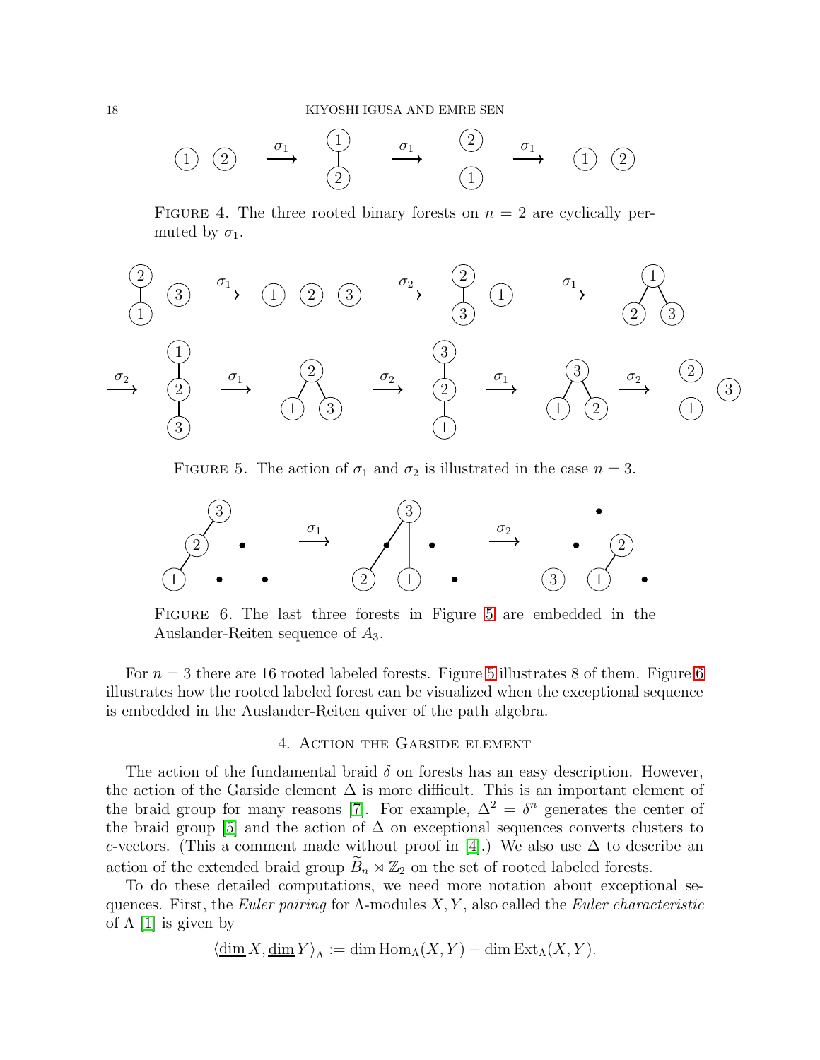FIGURE 4. The three rooted binary forests on $n = 2$ are cyclically permuted by $\sigma_1$.

FIGURE 5. The action of $\sigma_1$ and $\sigma_2$ is illustrated in the case $n = 3$.

FIGURE 6. The last three forests in Figure 5 are embedded in the Auslander-Reiten sequence of $A_3$.

For $n = 3$ there are 16 rooted labeled forests. Figure 5 illustrates 8 of them. Figure 6 illustrates how the rooted labeled forest can be visualized when the exceptional sequence is embedded in the Auslander-Reiten quiver of the path algebra.

## 4. Action the Garside element

The action of the fundamental braid $\delta$ on forests has an easy description. However, the action of the Garside element $\Delta$ is more difficult. This is an important element of the braid group for many reasons [7]. For example, $\Delta^2 = \delta^n$ generates the center of the braid group [5] and the action of $\Delta$ on exceptional sequences converts clusters to $c$-vectors. (This a comment made without proof in [4].) We also use $\Delta$ to describe an action of the extended braid group $\widetilde{B}_n \rtimes \mathbb{Z}_2$ on the set of rooted labeled forests.

To do these detailed computations, we need more notation about exceptional sequences. First, the *Euler pairing* for $\Lambda$-modules $X, Y$, also called the *Euler characteristic* of $\Lambda$ [1] is given by

$$\langle \underline{\dim}\, X, \underline{\dim}\, Y \rangle_\Lambda := \dim \operatorname{Hom}_\Lambda(X, Y) - \dim \operatorname{Ext}_\Lambda(X, Y).$$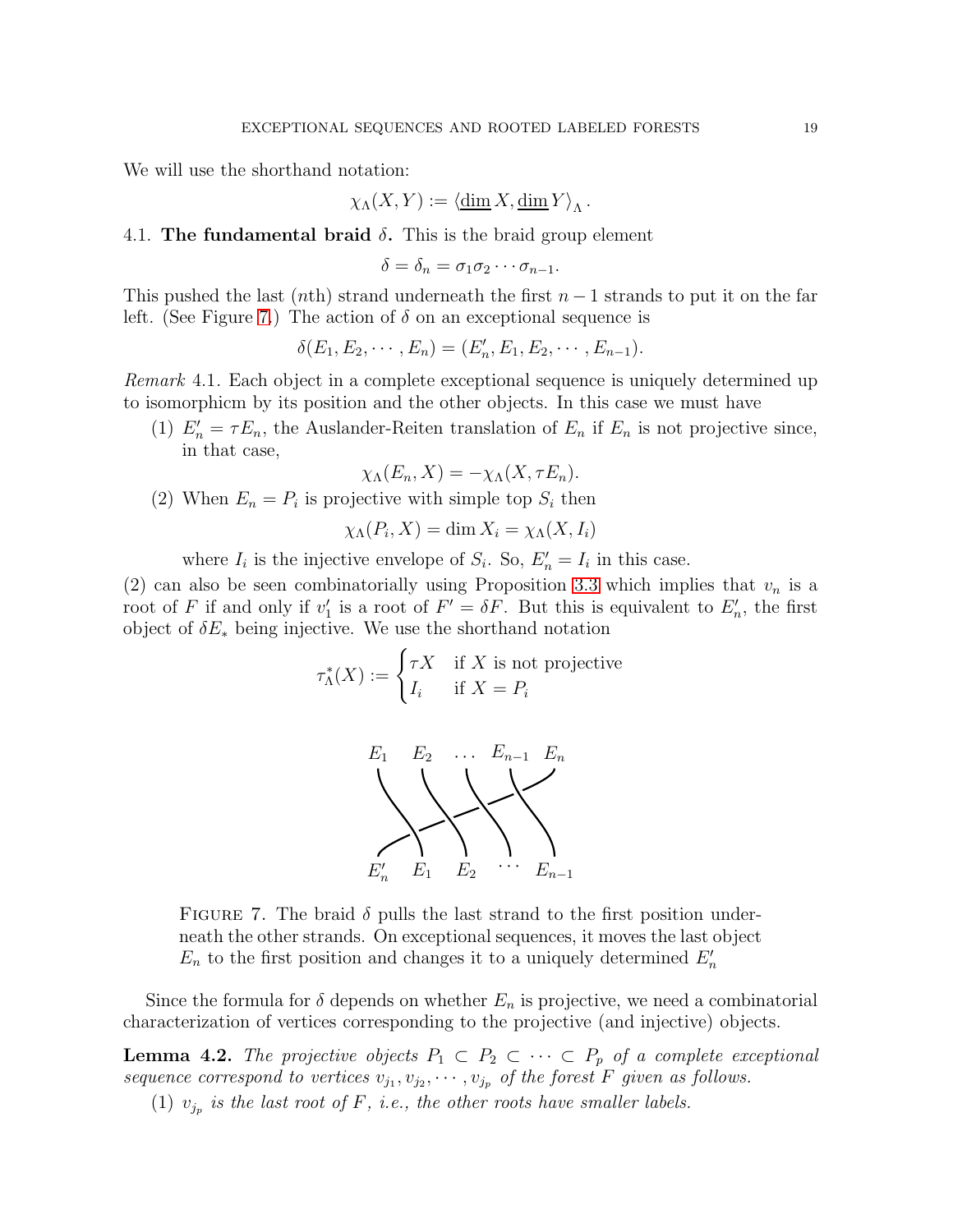We will use the shorthand notation:

$$\chi_\Lambda(X,Y) := \langle \underline{\dim}\, X, \underline{\dim}\, Y\rangle_\Lambda .$$

**4.1. The fundamental braid $\delta$.** This is the braid group element

$$\delta = \delta_n = \sigma_1\sigma_2\cdots\sigma_{n-1}.$$

This pushed the last ($n$th) strand underneath the first $n-1$ strands to put it on the far left. (See Figure 7.) The action of $\delta$ on an exceptional sequence is

$$\delta(E_1, E_2, \cdots, E_n) = (E_n', E_1, E_2, \cdots, E_{n-1}).$$

*Remark* 4.1. Each object in a complete exceptional sequence is uniquely determined up to isomorphicm by its position and the other objects. In this case we must have

(1) $E_n' = \tau E_n$, the Auslander-Reiten translation of $E_n$ if $E_n$ is not projective since, in that case,

$$\chi_\Lambda(E_n, X) = -\chi_\Lambda(X, \tau E_n).$$

(2) When $E_n = P_i$ is projective with simple top $S_i$ then

$$\chi_\Lambda(P_i, X) = \dim X_i = \chi_\Lambda(X, I_i)$$

where $I_i$ is the injective envelope of $S_i$. So, $E_n' = I_i$ in this case.

(2) can also be seen combinatorially using Proposition 3.3 which implies that $v_n$ is a root of $F$ if and only if $v_1'$ is a root of $F' = \delta F$. But this is equivalent to $E_n'$, the first object of $\delta E_*$ being injective. We use the shorthand notation

$$\tau_\Lambda^*(X) := \begin{cases} \tau X & \text{if } X \text{ is not projective} \\ I_i & \text{if } X = P_i \end{cases}$$

Figure 7. The braid $\delta$ pulls the last strand to the first position underneath the other strands. On exceptional sequences, it moves the last object $E_n$ to the first position and changes it to a uniquely determined $E_n'$

Since the formula for $\delta$ depends on whether $E_n$ is projective, we need a combinatorial characterization of vertices corresponding to the projective (and injective) objects.

**Lemma 4.2.** *The projective objects $P_1 \subset P_2 \subset \cdots \subset P_p$ of a complete exceptional sequence correspond to vertices $v_{j_1}, v_{j_2}, \cdots, v_{j_p}$ of the forest $F$ given as follows.*

(1) *$v_{j_p}$ is the last root of $F$, i.e., the other roots have smaller labels.*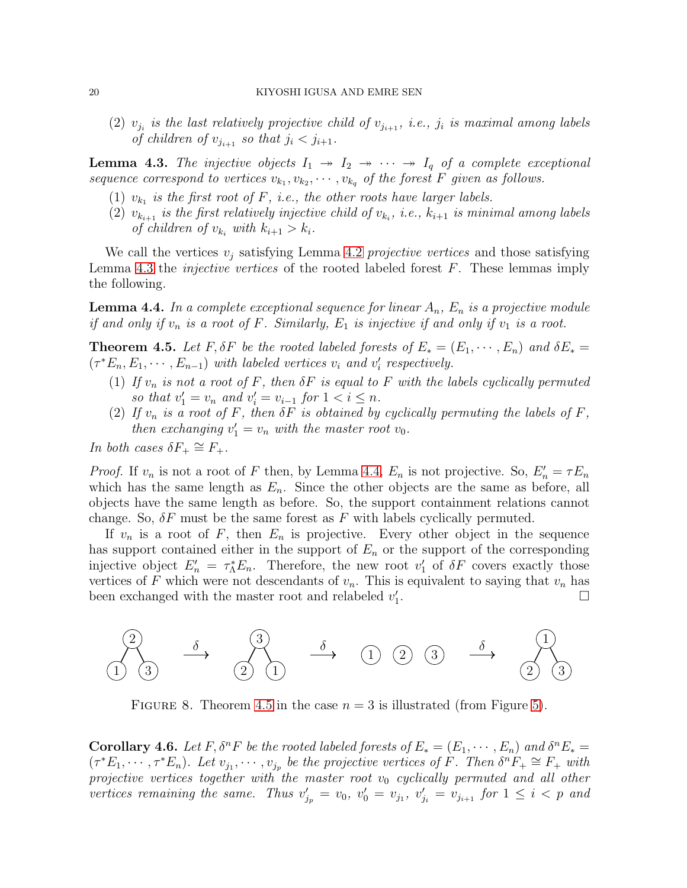(2) $v_{j_i}$ *is the last relatively projective child of* $v_{j_{i+1}}$*, i.e.,* $j_i$ *is maximal among labels of children of* $v_{j_{i+1}}$ *so that* $j_i < j_{i+1}$.

**Lemma 4.3.** *The injective objects* $I_1 \twoheadrightarrow I_2 \twoheadrightarrow \cdots \twoheadrightarrow I_q$ *of a complete exceptional sequence correspond to vertices* $v_{k_1}, v_{k_2}, \cdots, v_{k_q}$ *of the forest* $F$ *given as follows.*

(1) $v_{k_1}$ *is the first root of* $F$*, i.e., the other roots have larger labels.*

(2) $v_{k_{i+1}}$ *is the first relatively injective child of* $v_{k_i}$*, i.e.,* $k_{i+1}$ *is minimal among labels of children of* $v_{k_i}$ *with* $k_{i+1} > k_i$.

We call the vertices $v_j$ satisfying Lemma 4.2 *projective vertices* and those satisfying Lemma 4.3 the *injective vertices* of the rooted labeled forest $F$. These lemmas imply the following.

**Lemma 4.4.** *In a complete exceptional sequence for linear* $A_n$*,* $E_n$ *is a projective module if and only if* $v_n$ *is a root of* $F$*. Similarly,* $E_1$ *is injective if and only if* $v_1$ *is a root.*

**Theorem 4.5.** *Let* $F, \delta F$ *be the rooted labeled forests of* $E_* = (E_1, \cdots, E_n)$ *and* $\delta E_* = (\tau^* E_n, E_1, \cdots, E_{n-1})$ *with labeled vertices* $v_i$ *and* $v_i'$ *respectively.*

(1) *If* $v_n$ *is not a root of* $F$*, then* $\delta F$ *is equal to* $F$ *with the labels cyclically permuted so that* $v_1' = v_n$ *and* $v_i' = v_{i-1}$ *for* $1 < i \leq n$.

(2) *If* $v_n$ *is a root of* $F$*, then* $\delta F$ *is obtained by cyclically permuting the labels of* $F$*, then exchanging* $v_1' = v_n$ *with the master root* $v_0$.

*In both cases* $\delta F_+ \cong F_+$.

*Proof.* If $v_n$ is not a root of $F$ then, by Lemma 4.4, $E_n$ is not projective. So, $E_n' = \tau E_n$ which has the same length as $E_n$. Since the other objects are the same as before, all objects have the same length as before. So, the support containment relations cannot change. So, $\delta F$ must be the same forest as $F$ with labels cyclically permuted.

If $v_n$ is a root of $F$, then $E_n$ is projective. Every other object in the sequence has support contained either in the support of $E_n$ or the support of the corresponding injective object $E_n' = \tau_\Lambda^* E_n$. Therefore, the new root $v_1'$ of $\delta F$ covers exactly those vertices of $F$ which were not descendants of $v_n$. This is equivalent to saying that $v_n$ has been exchanged with the master root and relabeled $v_1'$. $\square$

FIGURE 8. Theorem 4.5 in the case $n = 3$ is illustrated (from Figure 5).

**Corollary 4.6.** *Let* $F, \delta^n F$ *be the rooted labeled forests of* $E_* = (E_1, \cdots, E_n)$ *and* $\delta^n E_* = (\tau^* E_1, \cdots, \tau^* E_n)$*. Let* $v_{j_1}, \cdots, v_{j_p}$ *be the projective vertices of* $F$*. Then* $\delta^n F_+ \cong F_+$ *with projective vertices together with the master root* $v_0$ *cyclically permuted and all other vertices remaining the same. Thus* $v_{j_p}' = v_0$*,* $v_0' = v_{j_1}$*,* $v_{j_i}' = v_{j_{i+1}}$ *for* $1 \leq i < p$ *and*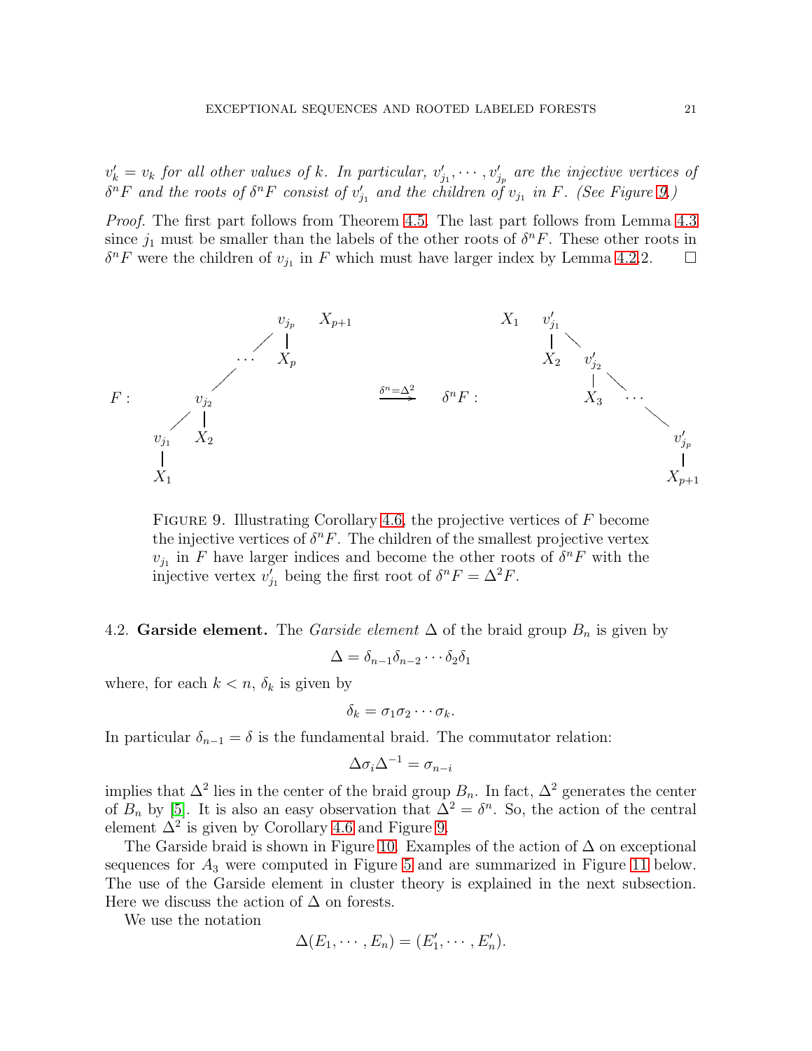$v'_k = v_k$ *for all other values of* $k$. *In particular,* $v'_{j_1}, \cdots, v'_{j_p}$ *are the injective vertices of* $\delta^n F$ *and the roots of* $\delta^n F$ *consist of* $v'_{j_1}$ *and the children of* $v_{j_1}$ *in* $F$. *(See Figure 9.)*

*Proof.* The first part follows from Theorem 4.5. The last part follows from Lemma 4.3 since $j_1$ must be smaller than the labels of the other roots of $\delta^n F$. These other roots in $\delta^n F$ were the children of $v_{j_1}$ in $F$ which must have larger index by Lemma 4.2.2. $\square$

Figure 9. Illustrating Corollary 4.6, the projective vertices of $F$ become the injective vertices of $\delta^n F$. The children of the smallest projective vertex $v_{j_1}$ in $F$ have larger indices and become the other roots of $\delta^n F$ with the injective vertex $v'_{j_1}$ being the first root of $\delta^n F = \Delta^2 F$.

4.2. **Garside element.** The *Garside element* $\Delta$ of the braid group $B_n$ is given by

$$\Delta = \delta_{n-1}\delta_{n-2}\cdots\delta_2\delta_1$$

where, for each $k < n$, $\delta_k$ is given by

$$\delta_k = \sigma_1\sigma_2\cdots\sigma_k.$$

In particular $\delta_{n-1} = \delta$ is the fundamental braid. The commutator relation:

$$\Delta\sigma_i\Delta^{-1} = \sigma_{n-i}$$

implies that $\Delta^2$ lies in the center of the braid group $B_n$. In fact, $\Delta^2$ generates the center of $B_n$ by [5]. It is also an easy observation that $\Delta^2 = \delta^n$. So, the action of the central element $\Delta^2$ is given by Corollary 4.6 and Figure 9.

The Garside braid is shown in Figure 10. Examples of the action of $\Delta$ on exceptional sequences for $A_3$ were computed in Figure 5 and are summarized in Figure 11 below. The use of the Garside element in cluster theory is explained in the next subsection. Here we discuss the action of $\Delta$ on forests.

We use the notation

$$\Delta(E_1, \cdots, E_n) = (E'_1, \cdots, E'_n).$$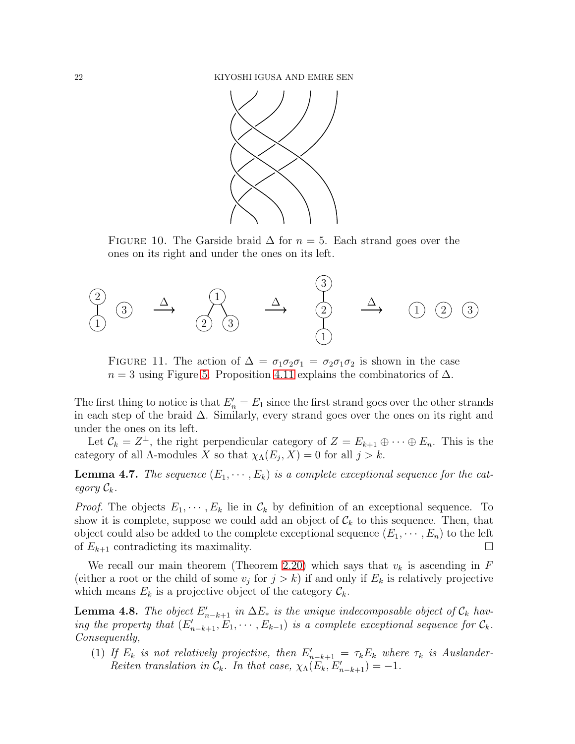FIGURE 10. The Garside braid $\Delta$ for $n = 5$. Each strand goes over the ones on its right and under the ones on its left.

FIGURE 11. The action of $\Delta = \sigma_1\sigma_2\sigma_1 = \sigma_2\sigma_1\sigma_2$ is shown in the case $n = 3$ using Figure 5. Proposition 4.11 explains the combinatorics of $\Delta$.

The first thing to notice is that $E_n' = E_1$ since the first strand goes over the other strands in each step of the braid $\Delta$. Similarly, every strand goes over the ones on its right and under the ones on its left.

Let $\mathcal{C}_k = Z^\perp$, the right perpendicular category of $Z = E_{k+1} \oplus \cdots \oplus E_n$. This is the category of all $\Lambda$-modules $X$ so that $\chi_\Lambda(E_j, X) = 0$ for all $j > k$.

**Lemma 4.7.** *The sequence $(E_1, \cdots, E_k)$ is a complete exceptional sequence for the category $\mathcal{C}_k$.*

*Proof.* The objects $E_1, \cdots, E_k$ lie in $\mathcal{C}_k$ by definition of an exceptional sequence. To show it is complete, suppose we could add an object of $\mathcal{C}_k$ to this sequence. Then, that object could also be added to the complete exceptional sequence $(E_1, \cdots, E_n)$ to the left of $E_{k+1}$ contradicting its maximality. □

We recall our main theorem (Theorem 2.20) which says that $v_k$ is ascending in $F$ (either a root or the child of some $v_j$ for $j > k$) if and only if $E_k$ is relatively projective which means $E_k$ is a projective object of the category $\mathcal{C}_k$.

**Lemma 4.8.** *The object $E_{n-k+1}'$ in $\Delta E_*$ is the unique indecomposable object of $\mathcal{C}_k$ having the property that $(E_{n-k+1}', E_1, \cdots, E_{k-1})$ is a complete exceptional sequence for $\mathcal{C}_k$. Consequently,*

(1) *If $E_k$ is not relatively projective, then $E_{n-k+1}' = \tau_k E_k$ where $\tau_k$ is Auslander-Reiten translation in $\mathcal{C}_k$. In that case, $\chi_\Lambda(E_k, E_{n-k+1}') = -1$.*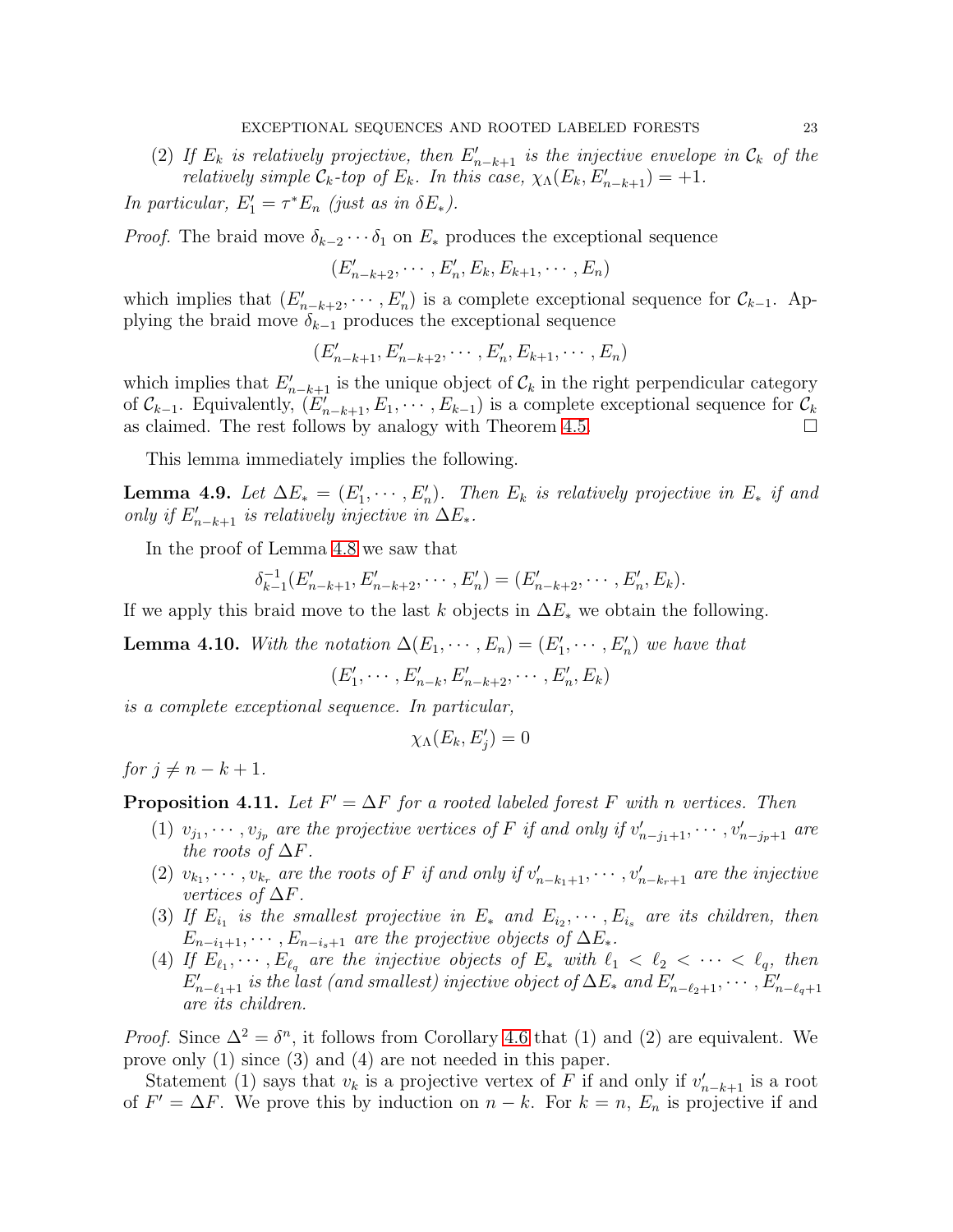(2) *If $E_k$ is relatively projective, then $E'_{n-k+1}$ is the injective envelope in $\mathcal{C}_k$ of the relatively simple $\mathcal{C}_k$-top of $E_k$. In this case, $\chi_\Lambda(E_k, E'_{n-k+1}) = +1$.*

*In particular, $E'_1 = \tau^* E_n$ (just as in $\delta E_*$).*

*Proof.* The braid move $\delta_{k-2}\cdots\delta_1$ on $E_*$ produces the exceptional sequence

$$(E'_{n-k+2}, \cdots, E'_n, E_k, E_{k+1}, \cdots, E_n)$$

which implies that $(E'_{n-k+2}, \cdots, E'_n)$ is a complete exceptional sequence for $\mathcal{C}_{k-1}$. Applying the braid move $\delta_{k-1}$ produces the exceptional sequence

$$(E'_{n-k+1}, E'_{n-k+2}, \cdots, E'_n, E_{k+1}, \cdots, E_n)$$

which implies that $E'_{n-k+1}$ is the unique object of $\mathcal{C}_k$ in the right perpendicular category of $\mathcal{C}_{k-1}$. Equivalently, $(E'_{n-k+1}, E_1, \cdots, E_{k-1})$ is a complete exceptional sequence for $\mathcal{C}_k$ as claimed. The rest follows by analogy with Theorem 4.5. $\square$

This lemma immediately implies the following.

**Lemma 4.9.** *Let $\Delta E_* = (E'_1, \cdots, E'_n)$. Then $E_k$ is relatively projective in $E_*$ if and only if $E'_{n-k+1}$ is relatively injective in $\Delta E_*$.*

In the proof of Lemma 4.8 we saw that

$$\delta_{k-1}^{-1}(E'_{n-k+1}, E'_{n-k+2}, \cdots, E'_n) = (E'_{n-k+2}, \cdots, E'_n, E_k).$$

If we apply this braid move to the last $k$ objects in $\Delta E_*$ we obtain the following.

**Lemma 4.10.** *With the notation $\Delta(E_1, \cdots, E_n) = (E'_1, \cdots, E'_n)$ we have that*

$$(E'_1, \cdots, E'_{n-k}, E'_{n-k+2}, \cdots, E'_n, E_k)$$

*is a complete exceptional sequence. In particular,*

$$\chi_\Lambda(E_k, E'_j) = 0$$

*for $j \neq n-k+1$.*

**Proposition 4.11.** *Let $F' = \Delta F$ for a rooted labeled forest $F$ with $n$ vertices. Then*

1. *$v_{j_1}, \cdots, v_{j_p}$ are the projective vertices of $F$ if and only if $v'_{n-j_1+1}, \cdots, v'_{n-j_p+1}$ are the roots of $\Delta F$.*
2. *$v_{k_1}, \cdots, v_{k_r}$ are the roots of $F$ if and only if $v'_{n-k_1+1}, \cdots, v'_{n-k_r+1}$ are the injective vertices of $\Delta F$.*
3. *If $E_{i_1}$ is the smallest projective in $E_*$ and $E_{i_2}, \cdots, E_{i_s}$ are its children, then $E_{n-i_1+1}, \cdots, E_{n-i_s+1}$ are the projective objects of $\Delta E_*$.*
4. *If $E_{\ell_1}, \cdots, E_{\ell_q}$ are the injective objects of $E_*$ with $\ell_1 < \ell_2 < \cdots < \ell_q$, then $E'_{n-\ell_1+1}$ is the last (and smallest) injective object of $\Delta E_*$ and $E'_{n-\ell_2+1}, \cdots, E'_{n-\ell_q+1}$ are its children.*

*Proof.* Since $\Delta^2 = \delta^n$, it follows from Corollary 4.6 that (1) and (2) are equivalent. We prove only (1) since (3) and (4) are not needed in this paper.

Statement (1) says that $v_k$ is a projective vertex of $F$ if and only if $v'_{n-k+1}$ is a root of $F' = \Delta F$. We prove this by induction on $n-k$. For $k = n$, $E_n$ is projective if and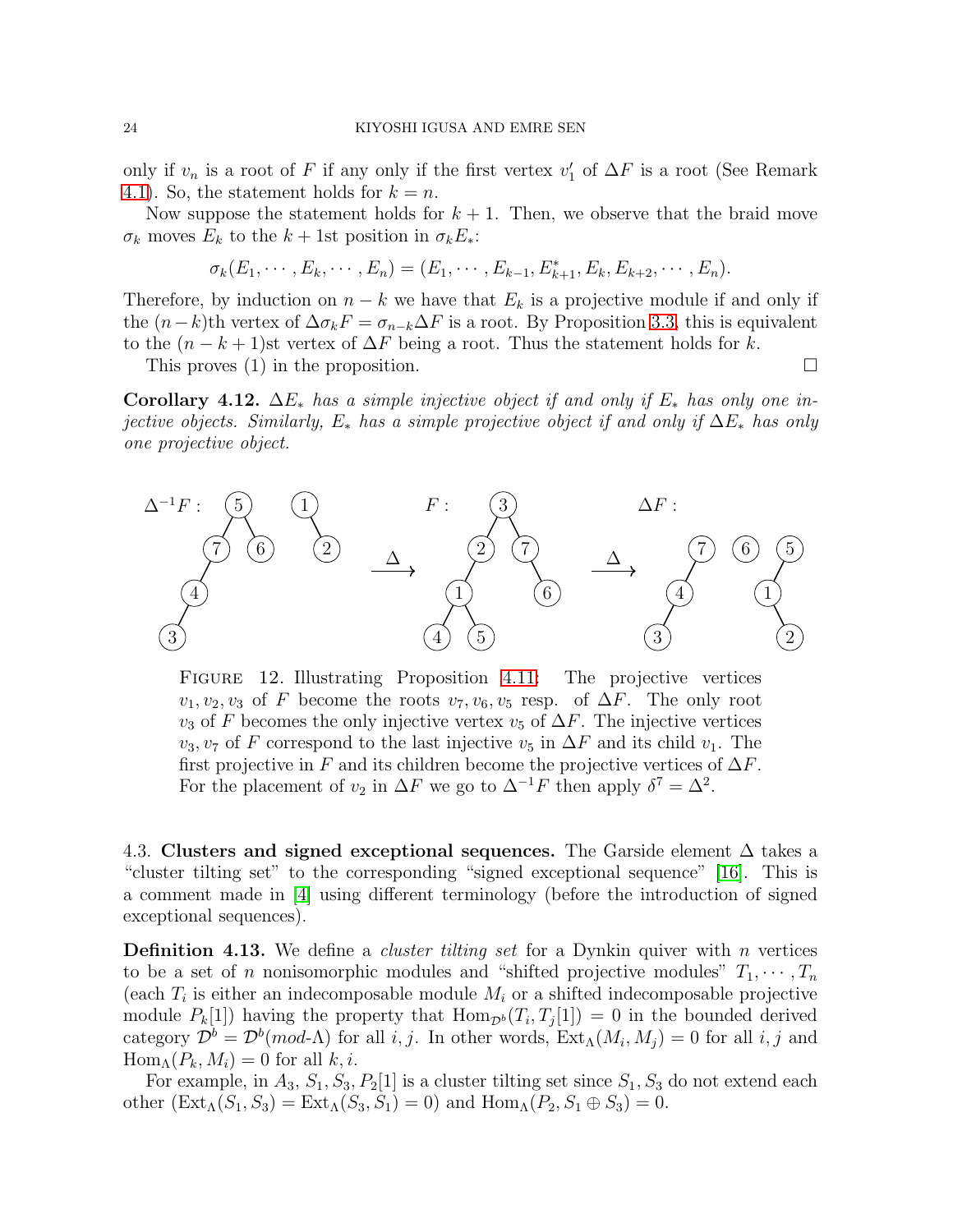only if $v_n$ is a root of $F$ if any only if the first vertex $v_1'$ of $\Delta F$ is a root (See Remark 4.1). So, the statement holds for $k = n$.

Now suppose the statement holds for $k+1$. Then, we observe that the braid move $\sigma_k$ moves $E_k$ to the $k+1$st position in $\sigma_k E_*$:

$$\sigma_k(E_1, \cdots, E_k, \cdots, E_n) = (E_1, \cdots, E_{k-1}, E_{k+1}^*, E_k, E_{k+2}, \cdots, E_n).$$

Therefore, by induction on $n-k$ we have that $E_k$ is a projective module if and only if the $(n-k)$th vertex of $\Delta\sigma_k F = \sigma_{n-k}\Delta F$ is a root. By Proposition 3.3, this is equivalent to the $(n-k+1)$st vertex of $\Delta F$ being a root. Thus the statement holds for $k$.

This proves (1) in the proposition. $\square$

**Corollary 4.12.** *$\Delta E_*$ has a simple injective object if and only if $E_*$ has only one injective objects. Similarly, $E_*$ has a simple projective object if and only if $\Delta E_*$ has only one projective object.*

FIGURE 12. Illustrating Proposition 4.11: The projective vertices $v_1, v_2, v_3$ of $F$ become the roots $v_7, v_6, v_5$ resp. of $\Delta F$. The only root $v_3$ of $F$ becomes the only injective vertex $v_5$ of $\Delta F$. The injective vertices $v_3, v_7$ of $F$ correspond to the last injective $v_5$ in $\Delta F$ and its child $v_1$. The first projective in $F$ and its children become the projective vertices of $\Delta F$. For the placement of $v_2$ in $\Delta F$ we go to $\Delta^{-1}F$ then apply $\delta^7 = \Delta^2$.

4.3. **Clusters and signed exceptional sequences.** The Garside element $\Delta$ takes a "cluster tilting set" to the corresponding "signed exceptional sequence" [16]. This is a comment made in [4] using different terminology (before the introduction of signed exceptional sequences).

**Definition 4.13.** We define a *cluster tilting set* for a Dynkin quiver with $n$ vertices to be a set of $n$ nonisomorphic modules and "shifted projective modules" $T_1, \cdots, T_n$ (each $T_i$ is either an indecomposable module $M_i$ or a shifted indecomposable projective module $P_k[1]$) having the property that $\mathrm{Hom}_{\mathcal{D}^b}(T_i, T_j[1]) = 0$ in the bounded derived category $\mathcal{D}^b = \mathcal{D}^b(mod\text{-}\Lambda)$ for all $i, j$. In other words, $\mathrm{Ext}_\Lambda(M_i, M_j) = 0$ for all $i, j$ and $\mathrm{Hom}_\Lambda(P_k, M_i) = 0$ for all $k, i$.

For example, in $A_3$, $S_1, S_3, P_2[1]$ is a cluster tilting set since $S_1, S_3$ do not extend each other ($\mathrm{Ext}_\Lambda(S_1, S_3) = \mathrm{Ext}_\Lambda(S_3, S_1) = 0$) and $\mathrm{Hom}_\Lambda(P_2, S_1 \oplus S_3) = 0$.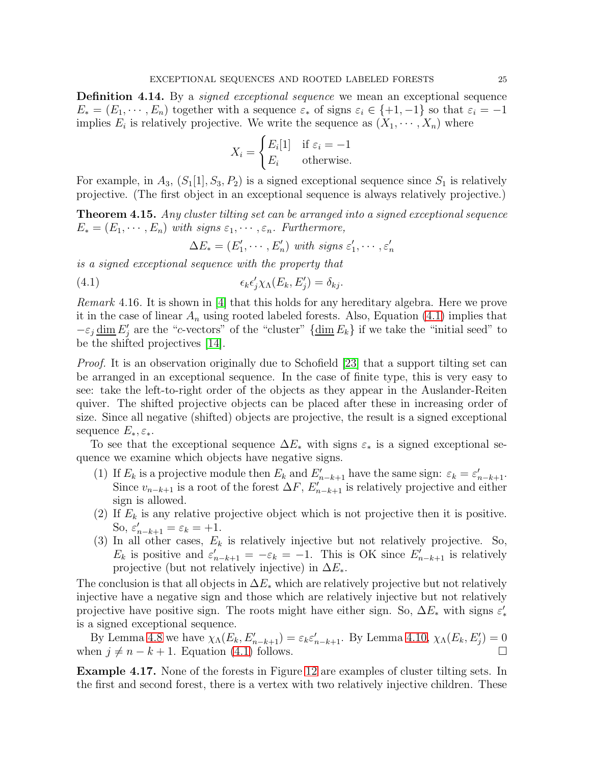**Definition 4.14.** By a *signed exceptional sequence* we mean an exceptional sequence $E_* = (E_1, \cdots, E_n)$ together with a sequence $\varepsilon_*$ of signs $\varepsilon_i \in \{+1, -1\}$ so that $\varepsilon_i = -1$ implies $E_i$ is relatively projective. We write the sequence as $(X_1, \cdots, X_n)$ where

$$X_i = \begin{cases} E_i[1] & \text{if } \varepsilon_i = -1 \\ E_i & \text{otherwise.} \end{cases}$$

For example, in $A_3$, $(S_1[1], S_3, P_2)$ is a signed exceptional sequence since $S_1$ is relatively projective. (The first object in an exceptional sequence is always relatively projective.)

**Theorem 4.15.** *Any cluster tilting set can be arranged into a signed exceptional sequence $E_* = (E_1, \cdots, E_n)$ with signs $\varepsilon_1, \cdots, \varepsilon_n$. Furthermore,*

$$\Delta E_* = (E'_1, \cdots, E'_n) \text{ with signs } \varepsilon'_1, \cdots, \varepsilon'_n$$

*is a signed exceptional sequence with the property that*

$$\epsilon_k \epsilon'_j \chi_\Lambda(E_k, E'_j) = \delta_{kj}. \tag{4.1}$$

*Remark* 4.16. It is shown in [4] that this holds for any hereditary algebra. Here we prove it in the case of linear $A_n$ using rooted labeled forests. Also, Equation (4.1) implies that $-\varepsilon_j \underline{\dim} E'_j$ are the "$c$-vectors" of the "cluster" $\{\underline{\dim} E_k\}$ if we take the "initial seed" to be the shifted projectives [14].

*Proof.* It is an observation originally due to Schofield [23] that a support tilting set can be arranged in an exceptional sequence. In the case of finite type, this is very easy to see: take the left-to-right order of the objects as they appear in the Auslander-Reiten quiver. The shifted projective objects can be placed after these in increasing order of size. Since all negative (shifted) objects are projective, the result is a signed exceptional sequence $E_*, \varepsilon_*$.

To see that the exceptional sequence $\Delta E_*$ with signs $\varepsilon_*$ is a signed exceptional sequence we examine which objects have negative signs.

1. If $E_k$ is a projective module then $E_k$ and $E'_{n-k+1}$ have the same sign: $\varepsilon_k = \varepsilon'_{n-k+1}$. Since $v_{n-k+1}$ is a root of the forest $\Delta F$, $E'_{n-k+1}$ is relatively projective and either sign is allowed.
2. If $E_k$ is any relative projective object which is not projective then it is positive. So, $\varepsilon'_{n-k+1} = \varepsilon_k = +1$.
3. In all other cases, $E_k$ is relatively injective but not relatively projective. So, $E_k$ is positive and $\varepsilon'_{n-k+1} = -\varepsilon_k = -1$. This is OK since $E'_{n-k+1}$ is relatively projective (but not relatively injective) in $\Delta E_*$.

The conclusion is that all objects in $\Delta E_*$ which are relatively projective but not relatively injective have a negative sign and those which are relatively injective but not relatively projective have positive sign. The roots might have either sign. So, $\Delta E_*$ with signs $\varepsilon'_*$ is a signed exceptional sequence.

By Lemma 4.8 we have $\chi_\Lambda(E_k, E'_{n-k+1}) = \varepsilon_k \varepsilon'_{n-k+1}$. By Lemma 4.10, $\chi_\Lambda(E_k, E'_j) = 0$ when $j \neq n-k+1$. Equation (4.1) follows. $\square$

**Example 4.17.** None of the forests in Figure 12 are examples of cluster tilting sets. In the first and second forest, there is a vertex with two relatively injective children. These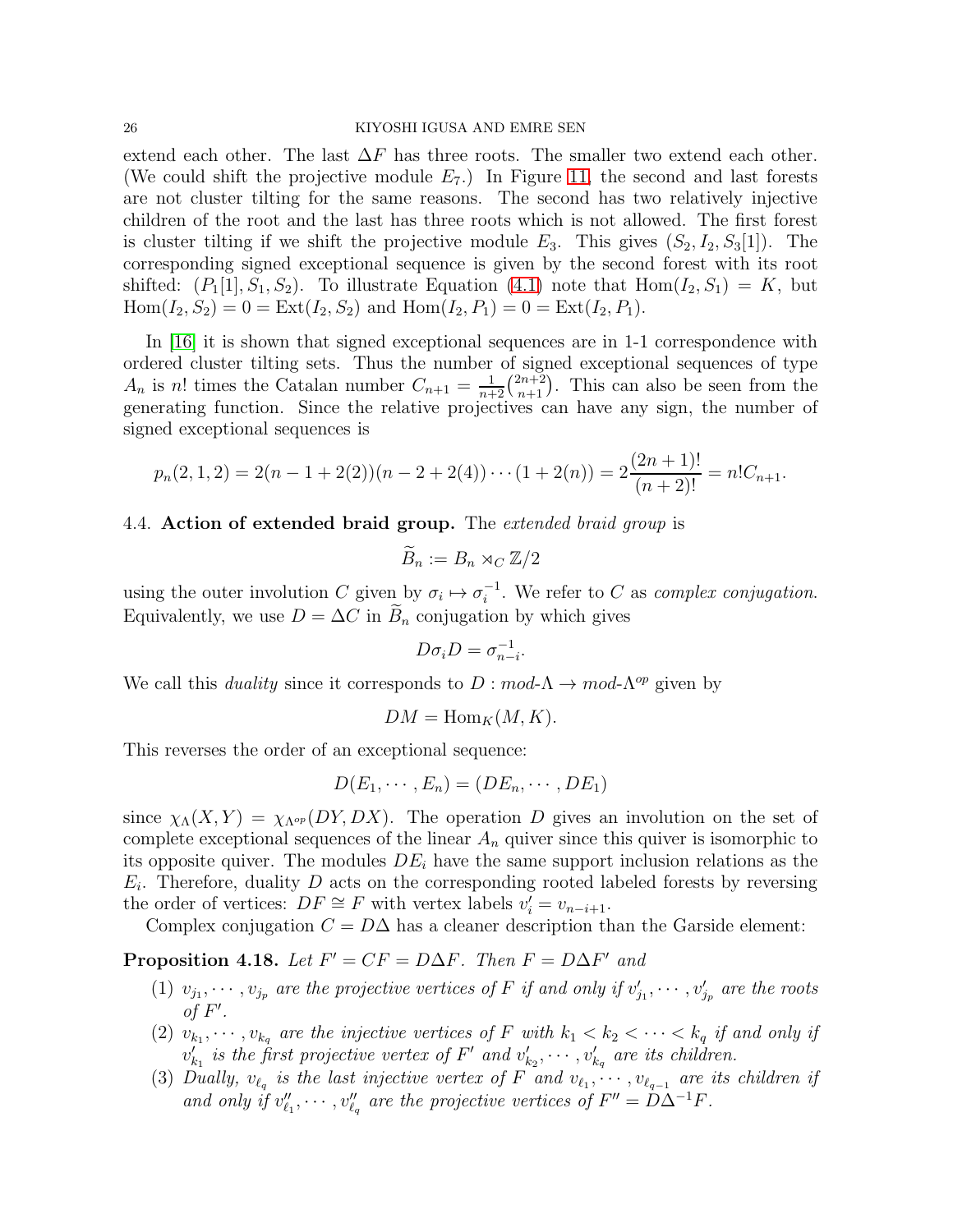extend each other. The last $\Delta F$ has three roots. The smaller two extend each other. (We could shift the projective module $E_7$.) In Figure 11, the second and last forests are not cluster tilting for the same reasons. The second has two relatively injective children of the root and the last has three roots which is not allowed. The first forest is cluster tilting if we shift the projective module $E_3$. This gives $(S_2, I_2, S_3[1])$. The corresponding signed exceptional sequence is given by the second forest with its root shifted: $(P_1[1], S_1, S_2)$. To illustrate Equation (4.1) note that $\operatorname{Hom}(I_2, S_1) = K$, but $\operatorname{Hom}(I_2, S_2) = 0 = \operatorname{Ext}(I_2, S_2)$ and $\operatorname{Hom}(I_2, P_1) = 0 = \operatorname{Ext}(I_2, P_1)$.

In [16] it is shown that signed exceptional sequences are in 1-1 correspondence with ordered cluster tilting sets. Thus the number of signed exceptional sequences of type $A_n$ is $n!$ times the Catalan number $C_{n+1} = \frac{1}{n+2}\binom{2n+2}{n+1}$. This can also be seen from the generating function. Since the relative projectives can have any sign, the number of signed exceptional sequences is

$$p_n(2,1,2) = 2(n-1+2(2))(n-2+2(4))\cdots(1+2(n)) = 2\frac{(2n+1)!}{(n+2)!} = n!C_{n+1}.$$

### 4.4. Action of extended braid group.

The *extended braid group* is

$$\widetilde{B}_n := B_n \rtimes_C \mathbb{Z}/2$$

using the outer involution $C$ given by $\sigma_i \mapsto \sigma_i^{-1}$. We refer to $C$ as *complex conjugation*. Equivalently, we use $D = \Delta C$ in $\widetilde{B}_n$ conjugation by which gives

$$D\sigma_i D = \sigma_{n-i}^{-1}.$$

We call this *duality* since it corresponds to $D : \textit{mod-}\Lambda \to \textit{mod-}\Lambda^{op}$ given by

$$DM = \operatorname{Hom}_K(M, K).$$

This reverses the order of an exceptional sequence:

$$D(E_1, \cdots, E_n) = (DE_n, \cdots, DE_1)$$

since $\chi_\Lambda(X, Y) = \chi_{\Lambda^{op}}(DY, DX)$. The operation $D$ gives an involution on the set of complete exceptional sequences of the linear $A_n$ quiver since this quiver is isomorphic to its opposite quiver. The modules $DE_i$ have the same support inclusion relations as the $E_i$. Therefore, duality $D$ acts on the corresponding rooted labeled forests by reversing the order of vertices: $DF \cong F$ with vertex labels $v_i' = v_{n-i+1}$.

Complex conjugation $C = D\Delta$ has a cleaner description than the Garside element:

**Proposition 4.18.** *Let $F' = CF = D\Delta F$. Then $F = D\Delta F'$ and*

1. *$v_{j_1}, \cdots, v_{j_p}$ are the projective vertices of $F$ if and only if $v_{j_1}', \cdots, v_{j_p}'$ are the roots of $F'$.*
2. *$v_{k_1}, \cdots, v_{k_q}$ are the injective vertices of $F$ with $k_1 < k_2 < \cdots < k_q$ if and only if $v_{k_1}'$ is the first projective vertex of $F'$ and $v_{k_2}', \cdots, v_{k_q}'$ are its children.*
3. *Dually, $v_{\ell_q}$ is the last injective vertex of $F$ and $v_{\ell_1}, \cdots, v_{\ell_{q-1}}$ are its children if and only if $v_{\ell_1}'', \cdots, v_{\ell_q}''$ are the projective vertices of $F'' = D\Delta^{-1}F$.*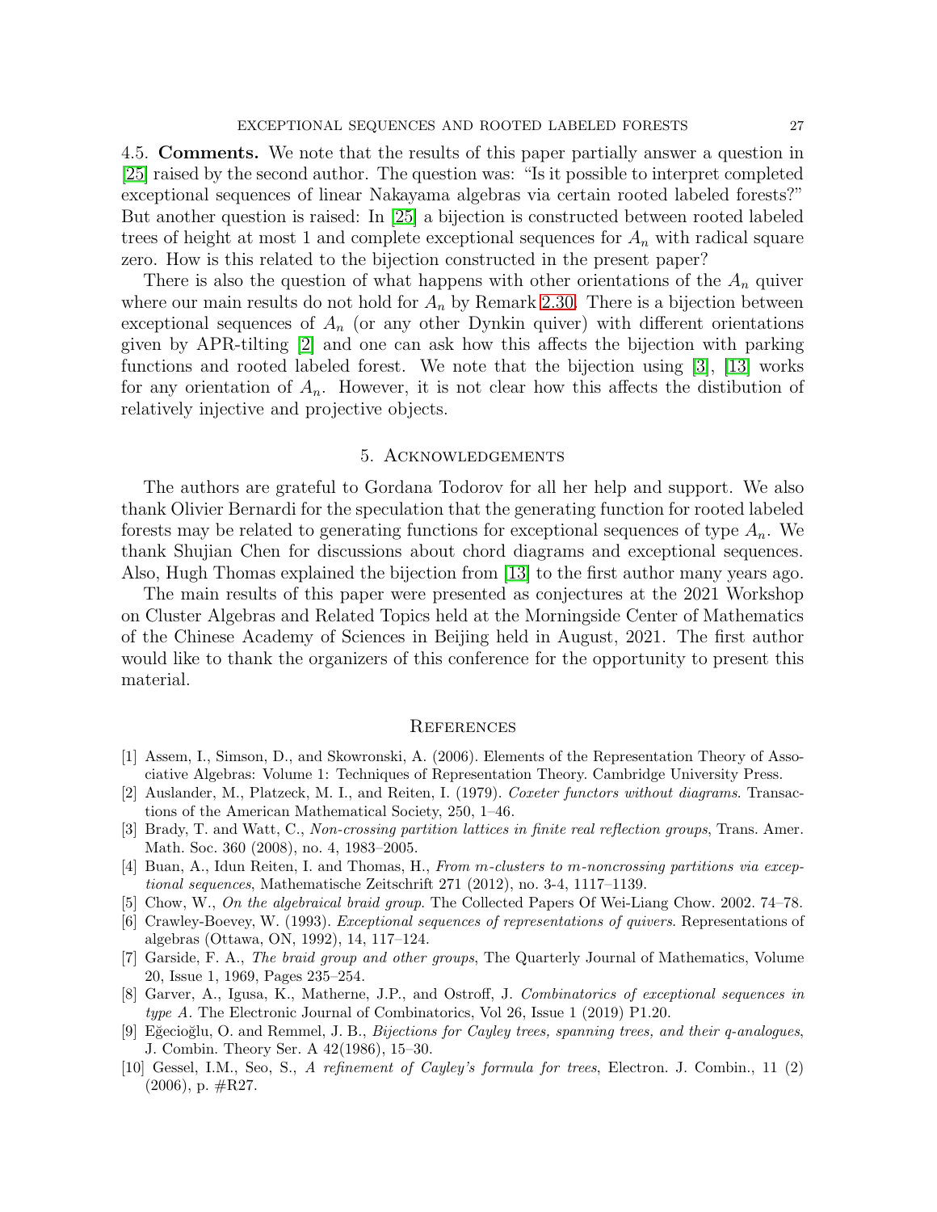4.5. **Comments.** We note that the results of this paper partially answer a question in [25] raised by the second author. The question was: "Is it possible to interpret completed exceptional sequences of linear Nakayama algebras via certain rooted labeled forests?" But another question is raised: In [25] a bijection is constructed between rooted labeled trees of height at most 1 and complete exceptional sequences for $A_n$ with radical square zero. How is this related to the bijection constructed in the present paper?

There is also the question of what happens with other orientations of the $A_n$ quiver where our main results do not hold for $A_n$ by Remark 2.30. There is a bijection between exceptional sequences of $A_n$ (or any other Dynkin quiver) with different orientations given by APR-tilting [2] and one can ask how this affects the bijection with parking functions and rooted labeled forest. We note that the bijection using [3], [13] works for any orientation of $A_n$. However, it is not clear how this affects the distibution of relatively injective and projective objects.

## 5. Acknowledgements

The authors are grateful to Gordana Todorov for all her help and support. We also thank Olivier Bernardi for the speculation that the generating function for rooted labeled forests may be related to generating functions for exceptional sequences of type $A_n$. We thank Shujian Chen for discussions about chord diagrams and exceptional sequences. Also, Hugh Thomas explained the bijection from [13] to the first author many years ago.

The main results of this paper were presented as conjectures at the 2021 Workshop on Cluster Algebras and Related Topics held at the Morningside Center of Mathematics of the Chinese Academy of Sciences in Beijing held in August, 2021. The first author would like to thank the organizers of this conference for the opportunity to present this material.

## References

[1] Assem, I., Simson, D., and Skowronski, A. (2006). Elements of the Representation Theory of Associative Algebras: Volume 1: Techniques of Representation Theory. Cambridge University Press.

[2] Auslander, M., Platzeck, M. I., and Reiten, I. (1979). *Coxeter functors without diagrams*. Transactions of the American Mathematical Society, 250, 1–46.

[3] Brady, T. and Watt, C., *Non-crossing partition lattices in finite real reflection groups*, Trans. Amer. Math. Soc. 360 (2008), no. 4, 1983–2005.

[4] Buan, A., Idun Reiten, I. and Thomas, H., *From m-clusters to m-noncrossing partitions via exceptional sequences*, Mathematische Zeitschrift 271 (2012), no. 3-4, 1117–1139.

[5] Chow, W., *On the algebraical braid group*. The Collected Papers Of Wei-Liang Chow. 2002. 74–78.

[6] Crawley-Boevey, W. (1993). *Exceptional sequences of representations of quivers*. Representations of algebras (Ottawa, ON, 1992), 14, 117–124.

[7] Garside, F. A., *The braid group and other groups*, The Quarterly Journal of Mathematics, Volume 20, Issue 1, 1969, Pages 235–254.

[8] Garver, A., Igusa, K., Matherne, J.P., and Ostroff, J. *Combinatorics of exceptional sequences in type A*. The Electronic Journal of Combinatorics, Vol 26, Issue 1 (2019) P1.20.

[9] Eğecioğlu, O. and Remmel, J. B., *Bijections for Cayley trees, spanning trees, and their q-analogues*, J. Combin. Theory Ser. A 42(1986), 15–30.

[10] Gessel, I.M., Seo, S., *A refinement of Cayley's formula for trees*, Electron. J. Combin., 11 (2) (2006), p. #R27.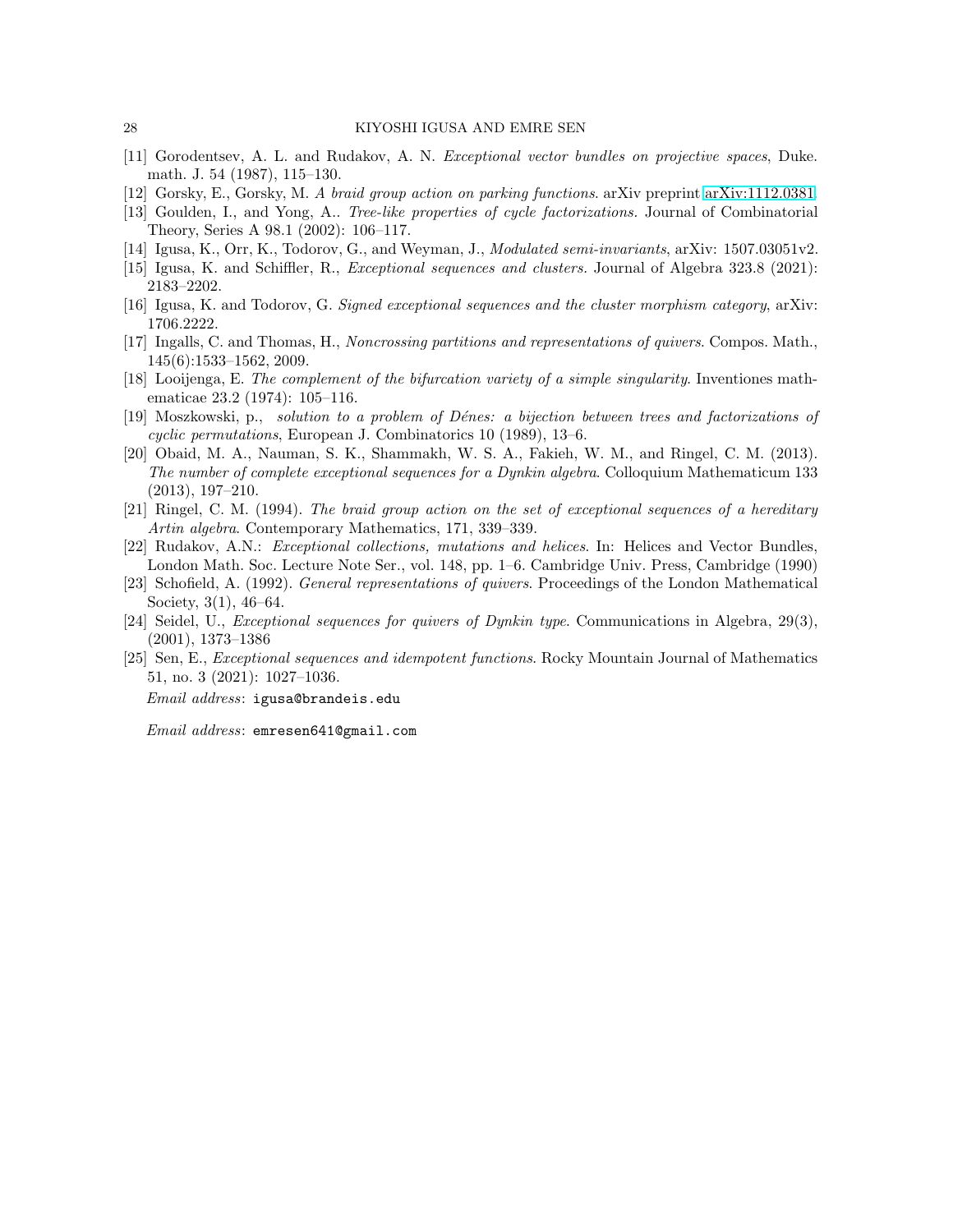[11] Gorodentsev, A. L. and Rudakov, A. N. *Exceptional vector bundles on projective spaces*, Duke. math. J. 54 (1987), 115–130.

[12] Gorsky, E., Gorsky, M. *A braid group action on parking functions*. arXiv preprint arXiv:1112.0381.

[13] Goulden, I., and Yong, A.. *Tree-like properties of cycle factorizations.* Journal of Combinatorial Theory, Series A 98.1 (2002): 106–117.

[14] Igusa, K., Orr, K., Todorov, G., and Weyman, J., *Modulated semi-invariants*, arXiv: 1507.03051v2.

[15] Igusa, K. and Schiffler, R., *Exceptional sequences and clusters.* Journal of Algebra 323.8 (2021): 2183–2202.

[16] Igusa, K. and Todorov, G. *Signed exceptional sequences and the cluster morphism category*, arXiv: 1706.2222.

[17] Ingalls, C. and Thomas, H., *Noncrossing partitions and representations of quivers*. Compos. Math., 145(6):1533–1562, 2009.

[18] Looijenga, E. *The complement of the bifurcation variety of a simple singularity*. Inventiones mathematicae 23.2 (1974): 105–116.

[19] Moszkowski, p., *solution to a problem of Dénes: a bijection between trees and factorizations of cyclic permutations*, European J. Combinatorics 10 (1989), 13–6.

[20] Obaid, M. A., Nauman, S. K., Shammakh, W. S. A., Fakieh, W. M., and Ringel, C. M. (2013). *The number of complete exceptional sequences for a Dynkin algebra*. Colloquium Mathematicum 133 (2013), 197–210.

[21] Ringel, C. M. (1994). *The braid group action on the set of exceptional sequences of a hereditary Artin algebra*. Contemporary Mathematics, 171, 339–339.

[22] Rudakov, A.N.: *Exceptional collections, mutations and helices*. In: Helices and Vector Bundles, London Math. Soc. Lecture Note Ser., vol. 148, pp. 1–6. Cambridge Univ. Press, Cambridge (1990)

[23] Schofield, A. (1992). *General representations of quivers*. Proceedings of the London Mathematical Society, 3(1), 46–64.

[24] Seidel, U., *Exceptional sequences for quivers of Dynkin type*. Communications in Algebra, 29(3), (2001), 1373–1386

[25] Sen, E., *Exceptional sequences and idempotent functions*. Rocky Mountain Journal of Mathematics 51, no. 3 (2021): 1027–1036.

*Email address*: igusa@brandeis.edu

*Email address*: emresen641@gmail.com